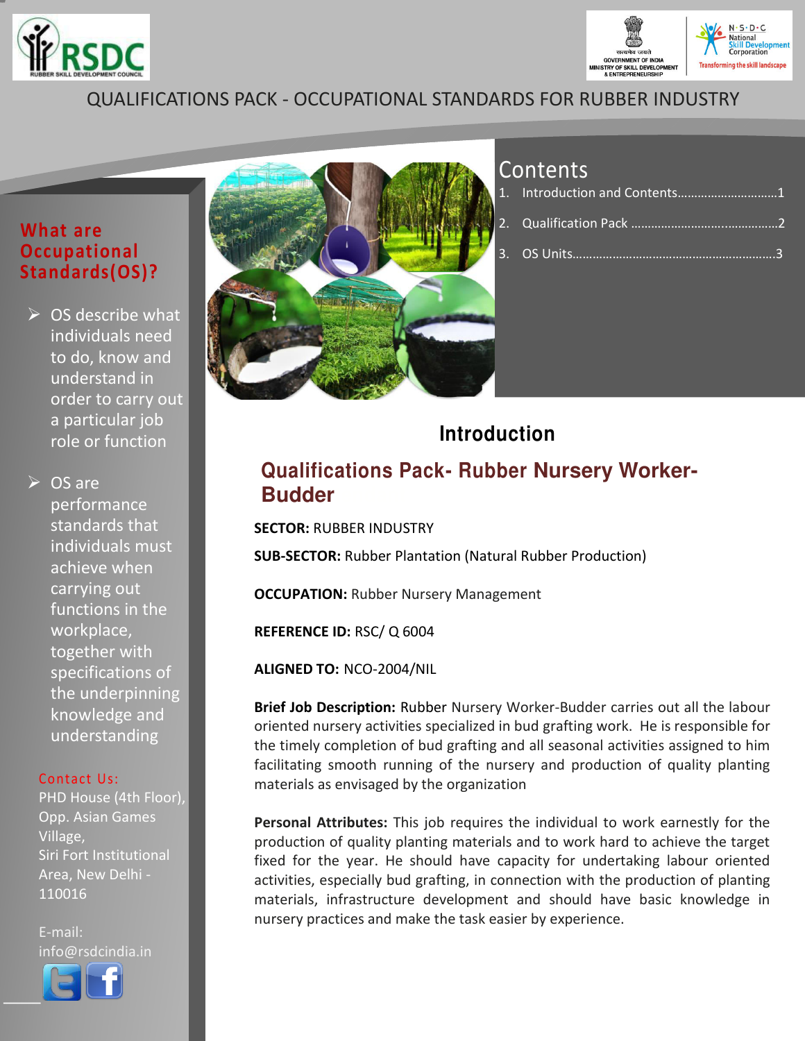QUALIFICATIONS PACK - OCCUPATIONAL STANDARDS FOR RUBBER INDUSTRY

## What are Occupational Standards(OS)?

- OS describe what individuals need to do, know and understand in order to carry out a particular job role or function
- OS are performance standards that individuals must achieve when carrying out functions in the workplace, together with specifications of the underpinning knowledge and understanding

Contact Us:
PHD House (4th Floor), Opp. Asian Games Village,
Siri Fort Institutional Area, New Delhi - 110016

E-mail:
info@rsdcindia.in

## Contents

1. Introduction and Contents.............................1
2. Qualification Pack ...........................................2
3. OS Units...........................................................3

# Introduction

## Qualifications Pack- Rubber Nursery Worker-Budder

**SECTOR:** RUBBER INDUSTRY

**SUB-SECTOR:** Rubber Plantation (Natural Rubber Production)

**OCCUPATION:** Rubber Nursery Management

**REFERENCE ID:** RSC/ Q 6004

**ALIGNED TO:** NCO-2004/NIL

**Brief Job Description:** Rubber Nursery Worker-Budder carries out all the labour oriented nursery activities specialized in bud grafting work. He is responsible for the timely completion of bud grafting and all seasonal activities assigned to him facilitating smooth running of the nursery and production of quality planting materials as envisaged by the organization

**Personal Attributes:** This job requires the individual to work earnestly for the production of quality planting materials and to work hard to achieve the target fixed for the year. He should have capacity for undertaking labour oriented activities, especially bud grafting, in connection with the production of planting materials, infrastructure development and should have basic knowledge in nursery practices and make the task easier by experience.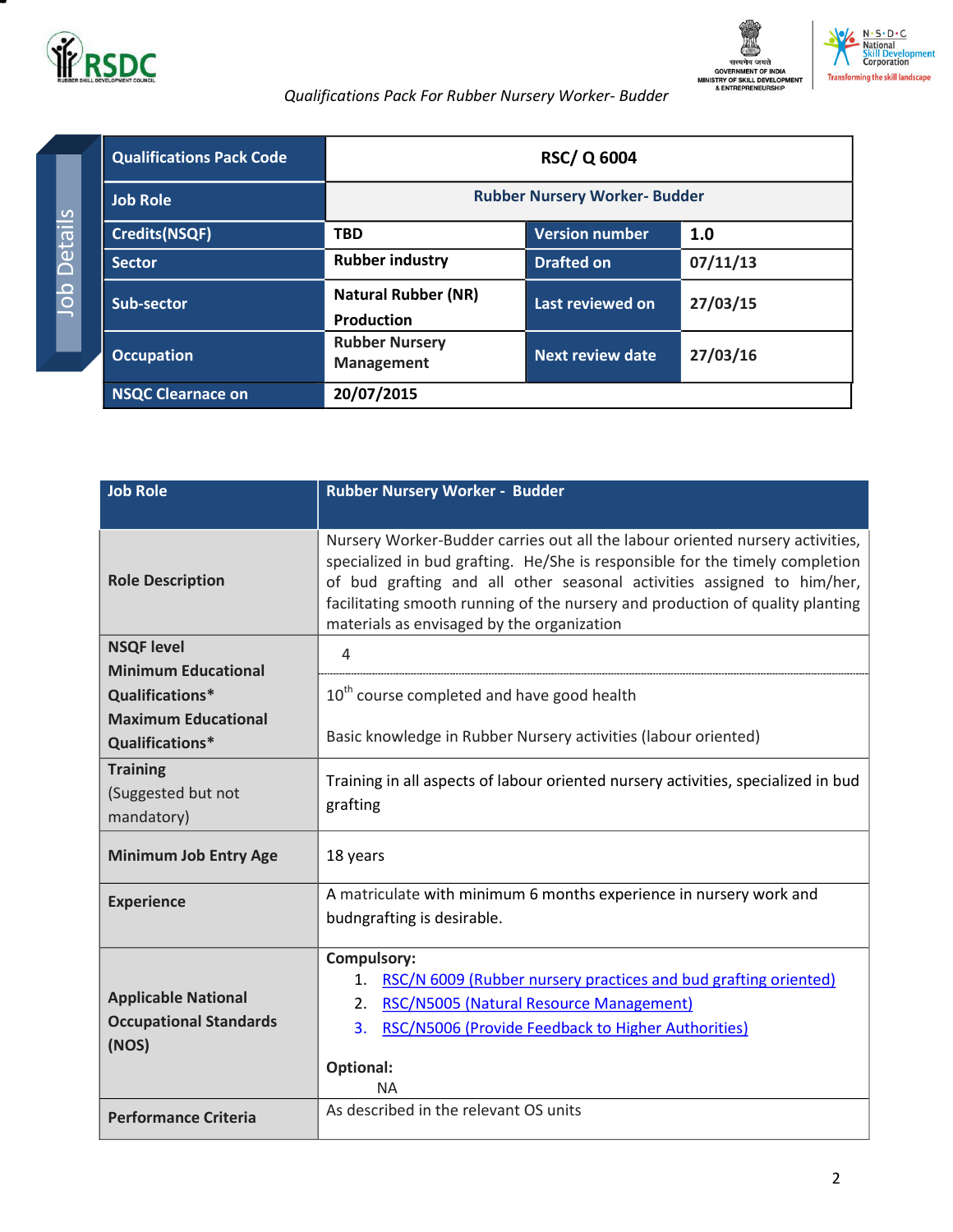| Qualifications Pack Code | RSC/ Q 6004 | | |
|---|---|---|---|
| Job Role | Rubber Nursery Worker- Budder | | |
| Credits(NSQF) | TBD | Version number | 1.0 |
| Sector | Rubber industry | Drafted on | 07/11/13 |
| Sub-sector | Natural Rubber (NR) Production | Last reviewed on | 27/03/15 |
| Occupation | Rubber Nursery Management | Next review date | 27/03/16 |
| NSQC Clearnace on | 20/07/2015 | | |

| Job Role | Rubber Nursery Worker - Budder |
|---|---|
| Role Description | Nursery Worker-Budder carries out all the labour oriented nursery activities, specialized in bud grafting. He/She is responsible for the timely completion of bud grafting and all other seasonal activities assigned to him/her, facilitating smooth running of the nursery and production of quality planting materials as envisaged by the organization |
| NSQF level | 4 |
| Minimum Educational Qualifications* | 10th course completed and have good health |
| Maximum Educational Qualifications* | Basic knowledge in Rubber Nursery activities (labour oriented) |
| Training (Suggested but not mandatory) | Training in all aspects of labour oriented nursery activities, specialized in bud grafting |
| Minimum Job Entry Age | 18 years |
| Experience | A matriculate with minimum 6 months experience in nursery work and budngrafting is desirable. |
| Applicable National Occupational Standards (NOS) | **Compulsory:**<br>1. RSC/N 6009 (Rubber nursery practices and bud grafting oriented)<br>2. RSC/N5005 (Natural Resource Management)<br>3. RSC/N5006 (Provide Feedback to Higher Authorities)<br><br>**Optional:**<br>NA |
| Performance Criteria | As described in the relevant OS units |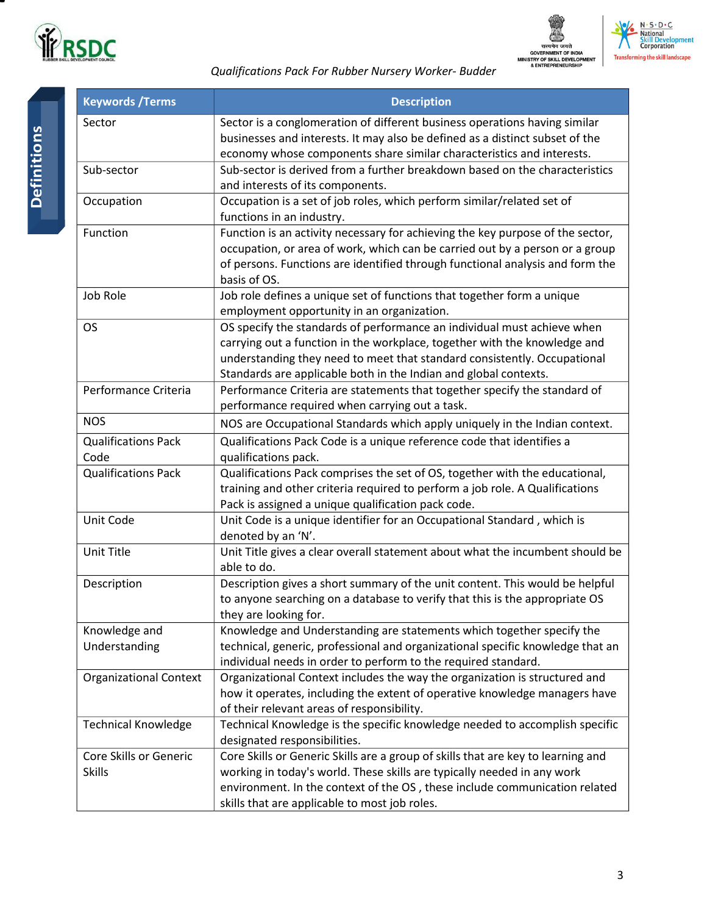# Definitions

| Keywords /Terms | Description |
|---|---|
| Sector | Sector is a conglomeration of different business operations having similar businesses and interests. It may also be defined as a distinct subset of the economy whose components share similar characteristics and interests. |
| Sub-sector | Sub-sector is derived from a further breakdown based on the characteristics and interests of its components. |
| Occupation | Occupation is a set of job roles, which perform similar/related set of functions in an industry. |
| Function | Function is an activity necessary for achieving the key purpose of the sector, occupation, or area of work, which can be carried out by a person or a group of persons. Functions are identified through functional analysis and form the basis of OS. |
| Job Role | Job role defines a unique set of functions that together form a unique employment opportunity in an organization. |
| OS | OS specify the standards of performance an individual must achieve when carrying out a function in the workplace, together with the knowledge and understanding they need to meet that standard consistently. Occupational Standards are applicable both in the Indian and global contexts. |
| Performance Criteria | Performance Criteria are statements that together specify the standard of performance required when carrying out a task. |
| NOS | NOS are Occupational Standards which apply uniquely in the Indian context. |
| Qualifications Pack Code | Qualifications Pack Code is a unique reference code that identifies a qualifications pack. |
| Qualifications Pack | Qualifications Pack comprises the set of OS, together with the educational, training and other criteria required to perform a job role. A Qualifications Pack is assigned a unique qualification pack code. |
| Unit Code | Unit Code is a unique identifier for an Occupational Standard , which is denoted by an 'N'. |
| Unit Title | Unit Title gives a clear overall statement about what the incumbent should be able to do. |
| Description | Description gives a short summary of the unit content. This would be helpful to anyone searching on a database to verify that this is the appropriate OS they are looking for. |
| Knowledge and Understanding | Knowledge and Understanding are statements which together specify the technical, generic, professional and organizational specific knowledge that an individual needs in order to perform to the required standard. |
| Organizational Context | Organizational Context includes the way the organization is structured and how it operates, including the extent of operative knowledge managers have of their relevant areas of responsibility. |
| Technical Knowledge | Technical Knowledge is the specific knowledge needed to accomplish specific designated responsibilities. |
| Core Skills or Generic Skills | Core Skills or Generic Skills are a group of skills that are key to learning and working in today's world. These skills are typically needed in any work environment. In the context of the OS , these include communication related skills that are applicable to most job roles. |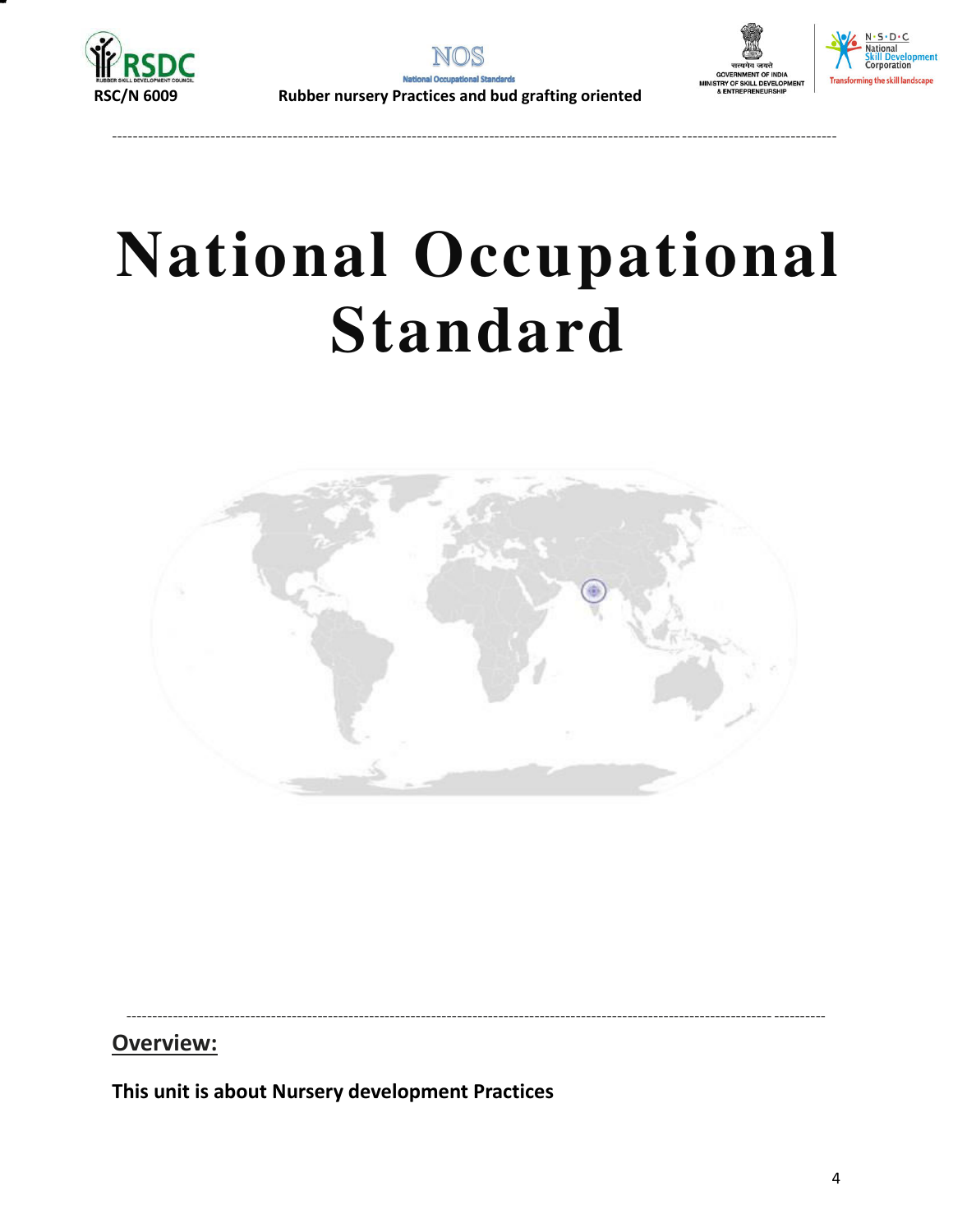# National Occupational Standard

## Overview:

**This unit is about Nursery development Practices**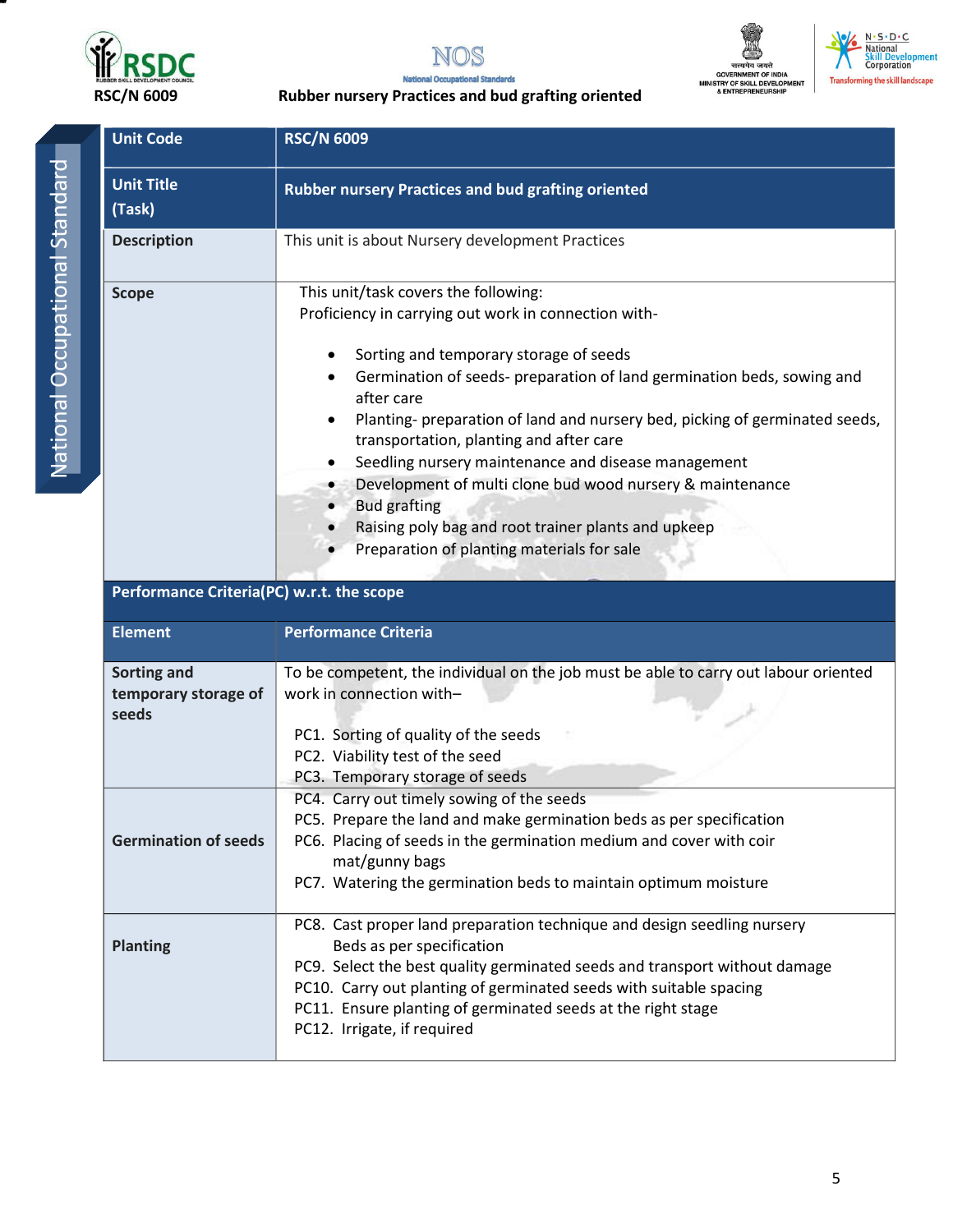| Unit Code | RSC/N 6009 |
|---|---|
| **Unit Title (Task)** | **Rubber nursery Practices and bud grafting oriented** |
| **Description** | This unit is about Nursery development Practices |
| **Scope** | This unit/task covers the following:<br>Proficiency in carrying out work in connection with-<br>• Sorting and temporary storage of seeds<br>• Germination of seeds- preparation of land germination beds, sowing and after care<br>• Planting- preparation of land and nursery bed, picking of germinated seeds, transportation, planting and after care<br>• Seedling nursery maintenance and disease management<br>• Development of multi clone bud wood nursery & maintenance<br>• Bud grafting<br>• Raising poly bag and root trainer plants and upkeep<br>• Preparation of planting materials for sale |
| **Performance Criteria(PC) w.r.t. the scope** | |
| **Element** | **Performance Criteria** |
| **Sorting and temporary storage of seeds** | To be competent, the individual on the job must be able to carry out labour oriented work in connection with–<br>PC1. Sorting of quality of the seeds<br>PC2. Viability test of the seed<br>PC3. Temporary storage of seeds |
| **Germination of seeds** | PC4. Carry out timely sowing of the seeds<br>PC5. Prepare the land and make germination beds as per specification<br>PC6. Placing of seeds in the germination medium and cover with coir mat/gunny bags<br>PC7. Watering the germination beds to maintain optimum moisture |
| **Planting** | PC8. Cast proper land preparation technique and design seedling nursery Beds as per specification<br>PC9. Select the best quality germinated seeds and transport without damage<br>PC10. Carry out planting of germinated seeds with suitable spacing<br>PC11. Ensure planting of germinated seeds at the right stage<br>PC12. Irrigate, if required |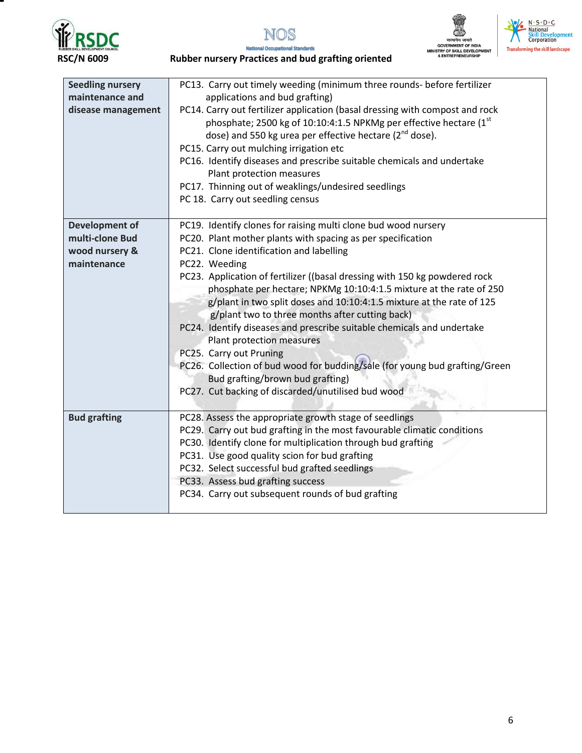| | |
|---|---|
| **Seedling nursery maintenance and disease management** | PC13. Carry out timely weeding (minimum three rounds- before fertilizer applications and bud grafting)<br>PC14. Carry out fertilizer application (basal dressing with compost and rock phosphate; 2500 kg of 10:10:4:1.5 NPKMg per effective hectare (1st dose) and 550 kg urea per effective hectare (2nd dose).<br>PC15. Carry out mulching irrigation etc<br>PC16. Identify diseases and prescribe suitable chemicals and undertake Plant protection measures<br>PC17. Thinning out of weaklings/undesired seedlings<br>PC 18. Carry out seedling census |
| **Development of multi-clone Bud wood nursery & maintenance** | PC19. Identify clones for raising multi clone bud wood nursery<br>PC20. Plant mother plants with spacing as per specification<br>PC21. Clone identification and labelling<br>PC22. Weeding<br>PC23. Application of fertilizer ((basal dressing with 150 kg powdered rock phosphate per hectare; NPKMg 10:10:4:1.5 mixture at the rate of 250 g/plant in two split doses and 10:10:4:1.5 mixture at the rate of 125 g/plant two to three months after cutting back)<br>PC24. Identify diseases and prescribe suitable chemicals and undertake Plant protection measures<br>PC25. Carry out Pruning<br>PC26. Collection of bud wood for budding/sale (for young bud grafting/Green Bud grafting/brown bud grafting)<br>PC27. Cut backing of discarded/unutilised bud wood |
| **Bud grafting** | PC28. Assess the appropriate growth stage of seedlings<br>PC29. Carry out bud grafting in the most favourable climatic conditions<br>PC30. Identify clone for multiplication through bud grafting<br>PC31. Use good quality scion for bud grafting<br>PC32. Select successful bud grafted seedlings<br>PC33. Assess bud grafting success<br>PC34. Carry out subsequent rounds of bud grafting |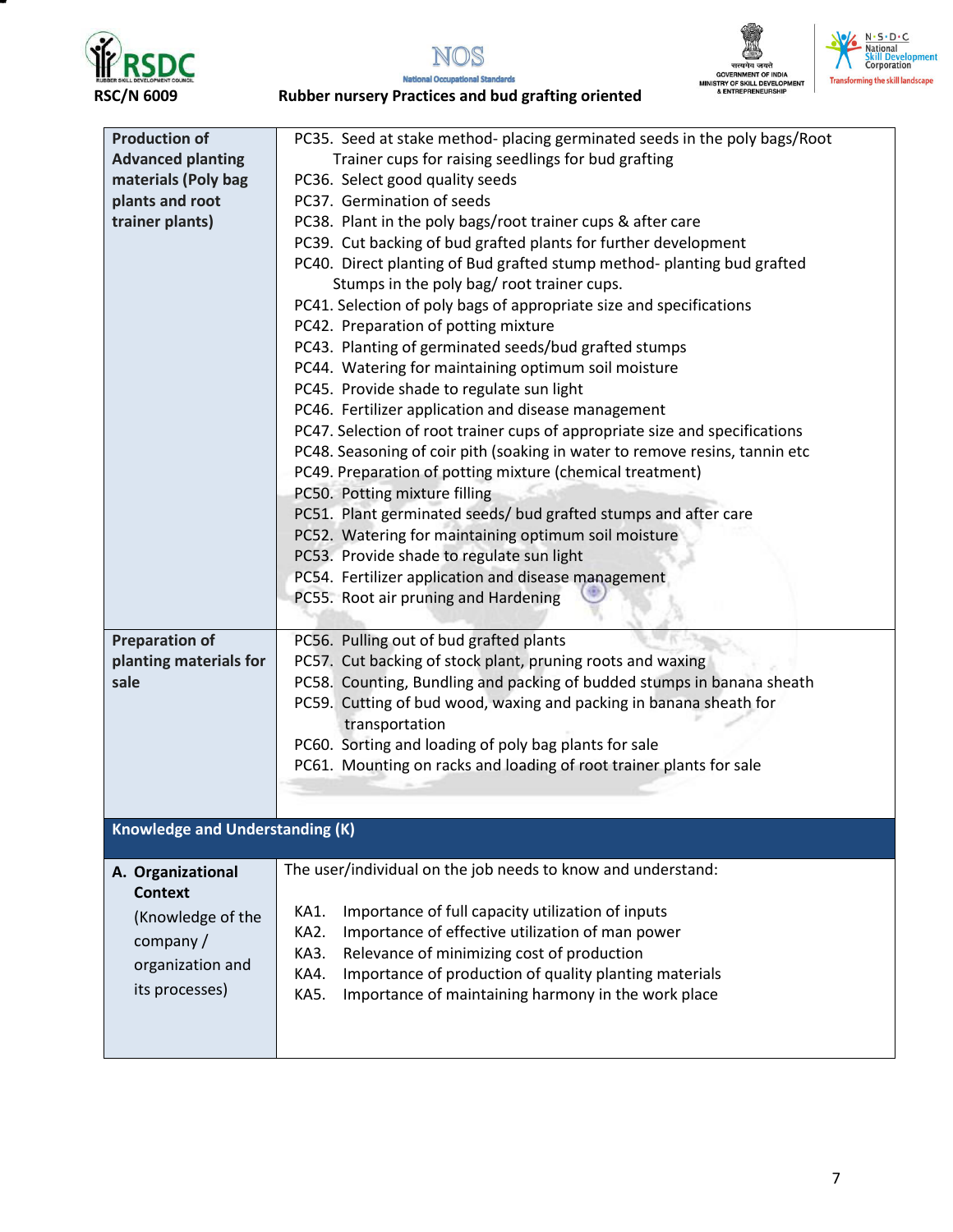| | |
|---|---|
| **Production of Advanced planting materials (Poly bag plants and root trainer plants)** | PC35. Seed at stake method- placing germinated seeds in the poly bags/Root Trainer cups for raising seedlings for bud grafting<br>PC36. Select good quality seeds<br>PC37. Germination of seeds<br>PC38. Plant in the poly bags/root trainer cups & after care<br>PC39. Cut backing of bud grafted plants for further development<br>PC40. Direct planting of Bud grafted stump method- planting bud grafted Stumps in the poly bag/ root trainer cups.<br>PC41. Selection of poly bags of appropriate size and specifications<br>PC42. Preparation of potting mixture<br>PC43. Planting of germinated seeds/bud grafted stumps<br>PC44. Watering for maintaining optimum soil moisture<br>PC45. Provide shade to regulate sun light<br>PC46. Fertilizer application and disease management<br>PC47. Selection of root trainer cups of appropriate size and specifications<br>PC48. Seasoning of coir pith (soaking in water to remove resins, tannin etc<br>PC49. Preparation of potting mixture (chemical treatment)<br>PC50. Potting mixture filling<br>PC51. Plant germinated seeds/ bud grafted stumps and after care<br>PC52. Watering for maintaining optimum soil moisture<br>PC53. Provide shade to regulate sun light<br>PC54. Fertilizer application and disease management<br>PC55. Root air pruning and Hardening |
| **Preparation of planting materials for sale** | PC56. Pulling out of bud grafted plants<br>PC57. Cut backing of stock plant, pruning roots and waxing<br>PC58. Counting, Bundling and packing of budded stumps in banana sheath<br>PC59. Cutting of bud wood, waxing and packing in banana sheath for transportation<br>PC60. Sorting and loading of poly bag plants for sale<br>PC61. Mounting on racks and loading of root trainer plants for sale |
| **Knowledge and Understanding (K)** | |
| **A. Organizational Context** (Knowledge of the company / organization and its processes) | The user/individual on the job needs to know and understand:<br><br>KA1. Importance of full capacity utilization of inputs<br>KA2. Importance of effective utilization of man power<br>KA3. Relevance of minimizing cost of production<br>KA4. Importance of production of quality planting materials<br>KA5. Importance of maintaining harmony in the work place |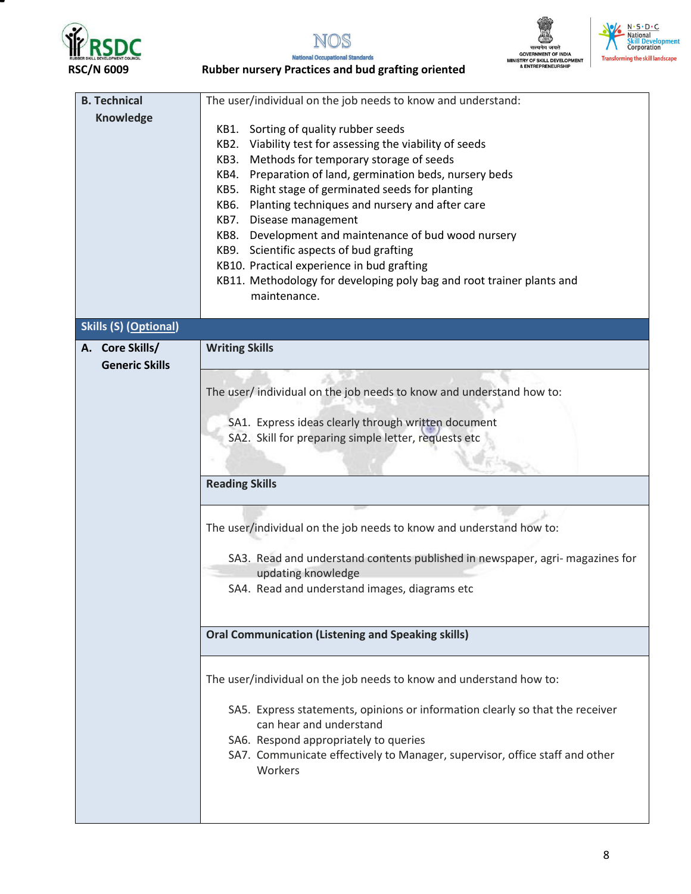| | |
|---|---|
| **B. Technical Knowledge** | The user/individual on the job needs to know and understand:<br><br>KB1. Sorting of quality rubber seeds<br>KB2. Viability test for assessing the viability of seeds<br>KB3. Methods for temporary storage of seeds<br>KB4. Preparation of land, germination beds, nursery beds<br>KB5. Right stage of germinated seeds for planting<br>KB6. Planting techniques and nursery and after care<br>KB7. Disease management<br>KB8. Development and maintenance of bud wood nursery<br>KB9. Scientific aspects of bud grafting<br>KB10. Practical experience in bud grafting<br>KB11. Methodology for developing poly bag and root trainer plants and maintenance. |
| **Skills (S) (Optional)** | |
| **A. Core Skills/ Generic Skills** | **Writing Skills** |
| | The user/ individual on the job needs to know and understand how to:<br><br>SA1. Express ideas clearly through written document<br>SA2. Skill for preparing simple letter, requests etc |
| | **Reading Skills** |
| | The user/individual on the job needs to know and understand how to:<br><br>SA3. Read and understand contents published in newspaper, agri- magazines for updating knowledge<br>SA4. Read and understand images, diagrams etc |
| | **Oral Communication (Listening and Speaking skills)** |
| | The user/individual on the job needs to know and understand how to:<br><br>SA5. Express statements, opinions or information clearly so that the receiver can hear and understand<br>SA6. Respond appropriately to queries<br>SA7. Communicate effectively to Manager, supervisor, office staff and other Workers |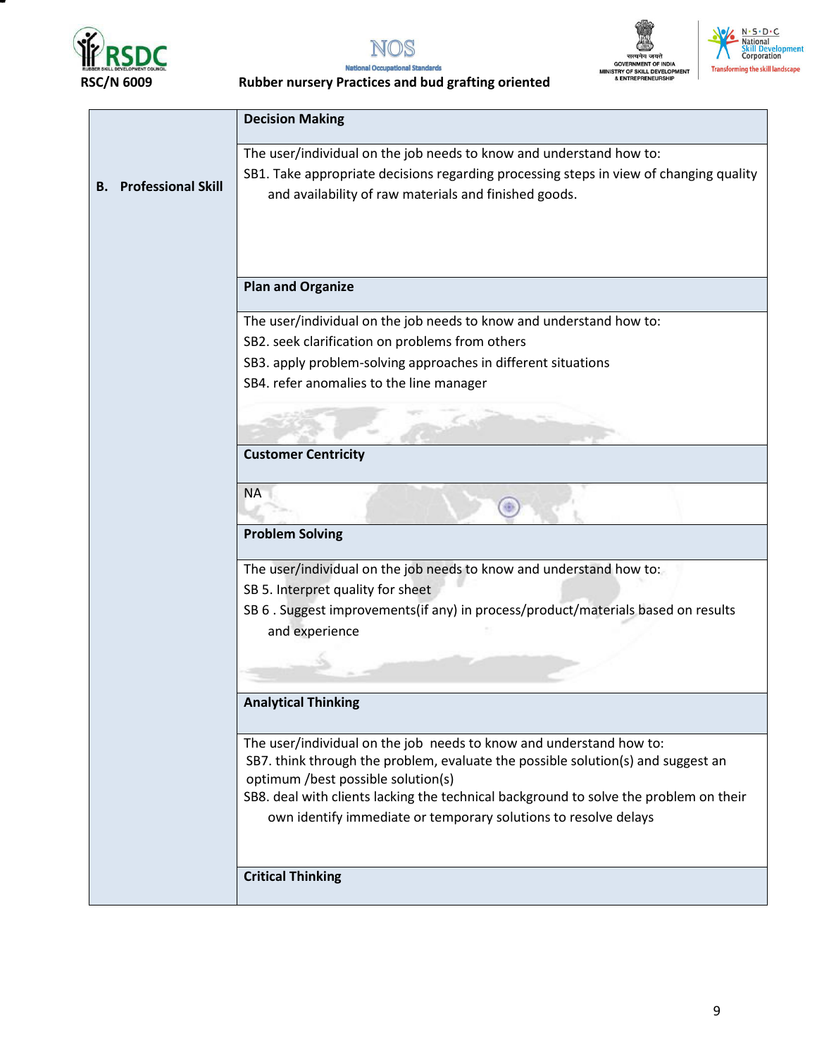| B. Professional Skill | **Decision Making** |
|---|---|
| | The user/individual on the job needs to know and understand how to: SB1. Take appropriate decisions regarding processing steps in view of changing quality and availability of raw materials and finished goods. |
| | **Plan and Organize** |
| | The user/individual on the job needs to know and understand how to: SB2. seek clarification on problems from others SB3. apply problem-solving approaches in different situations SB4. refer anomalies to the line manager |
| | **Customer Centricity** |
| | NA |
| | **Problem Solving** |
| | The user/individual on the job needs to know and understand how to: SB 5. Interpret quality for sheet SB 6 . Suggest improvements(if any) in process/product/materials based on results and experience |
| | **Analytical Thinking** |
| | The user/individual on the job needs to know and understand how to: SB7. think through the problem, evaluate the possible solution(s) and suggest an optimum /best possible solution(s) SB8. deal with clients lacking the technical background to solve the problem on their own identify immediate or temporary solutions to resolve delays |
| | **Critical Thinking** |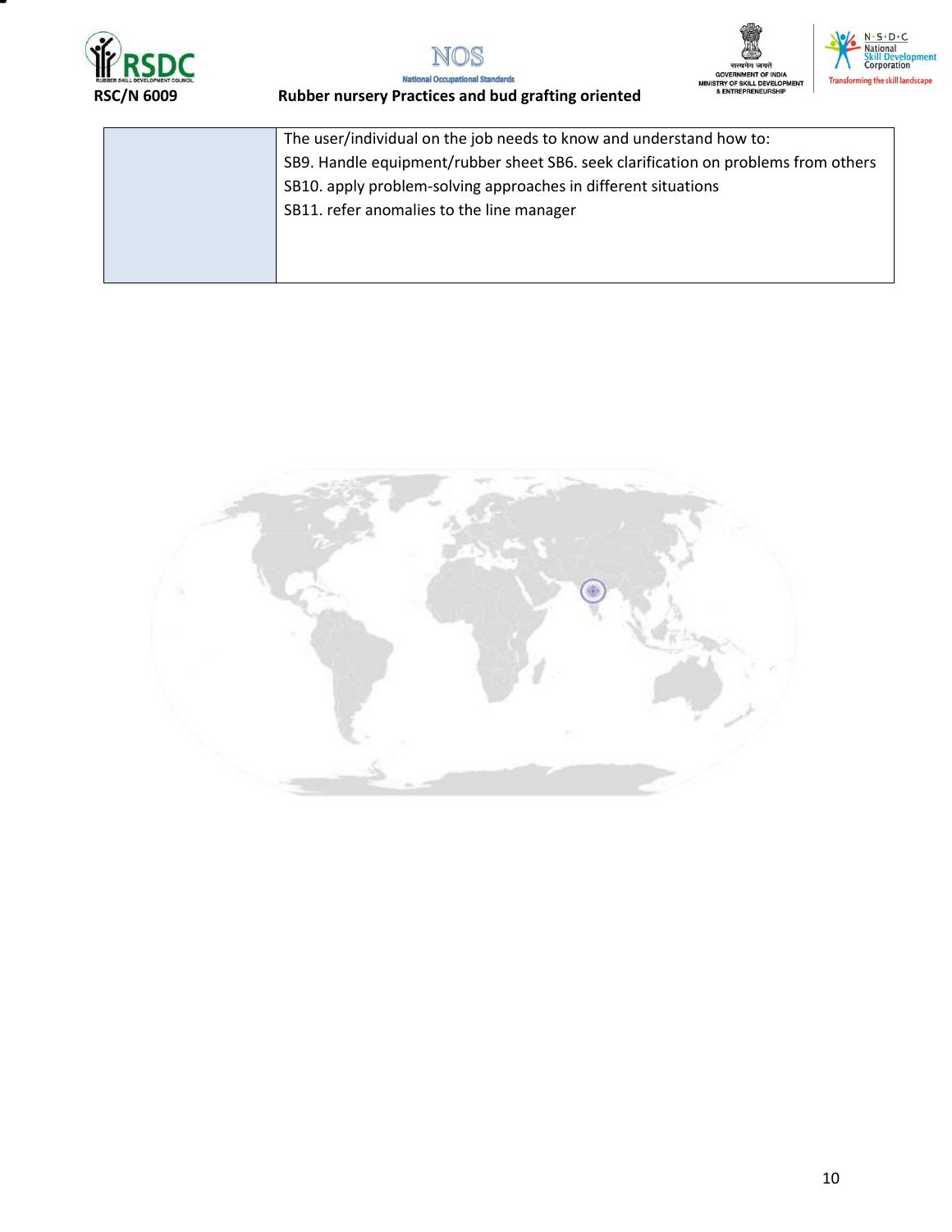|  | The user/individual on the job needs to know and understand how to:<br>SB9. Handle equipment/rubber sheet SB6. seek clarification on problems from others<br>SB10. apply problem-solving approaches in different situations<br>SB11. refer anomalies to the line manager |
| --- | --- |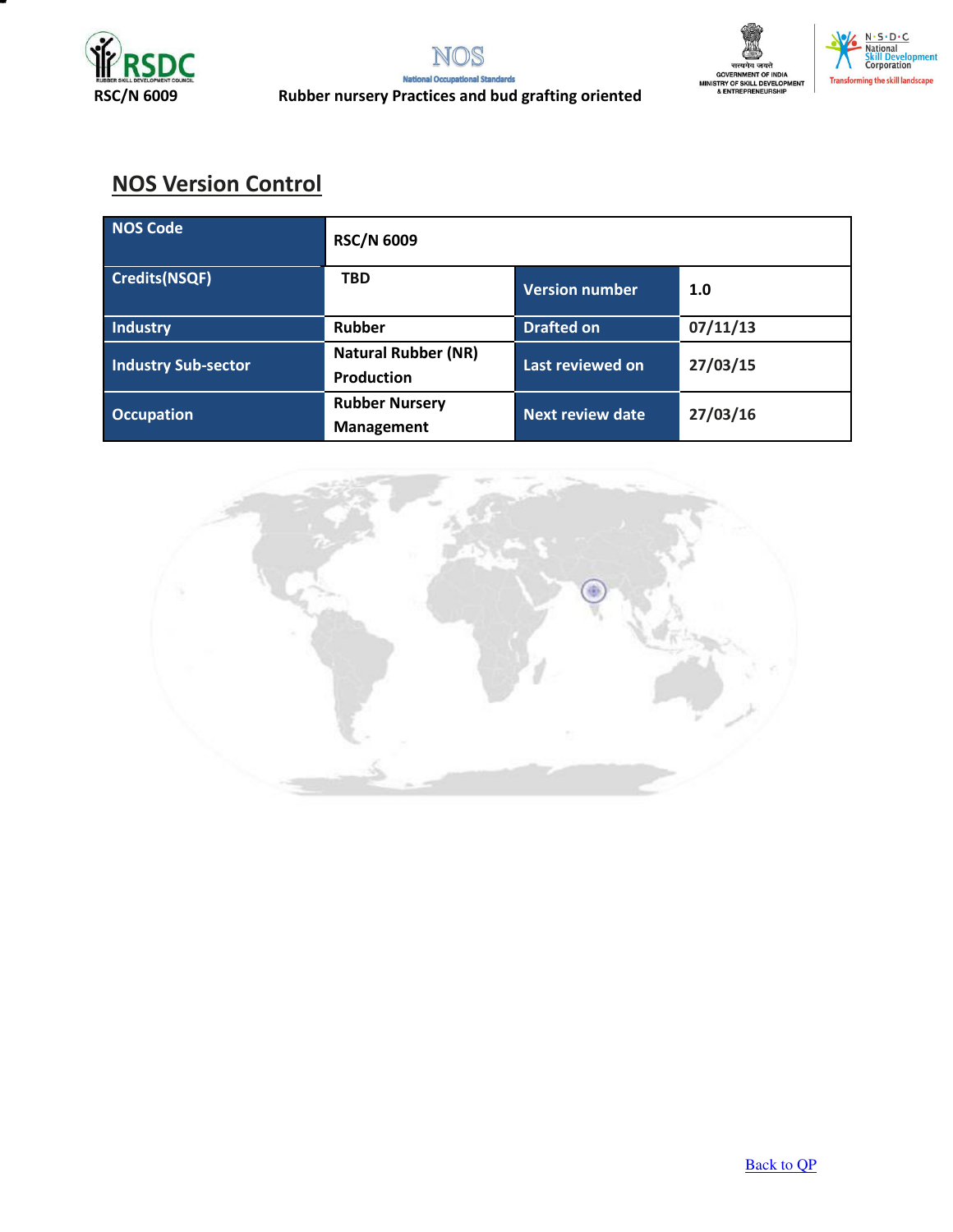## NOS Version Control

| NOS Code | RSC/N 6009 | | |
|---|---|---|---|
| Credits(NSQF) | TBD | Version number | 1.0 |
| Industry | Rubber | Drafted on | 07/11/13 |
| Industry Sub-sector | Natural Rubber (NR) Production | Last reviewed on | 27/03/15 |
| Occupation | Rubber Nursery Management | Next review date | 27/03/16 |

Back to QP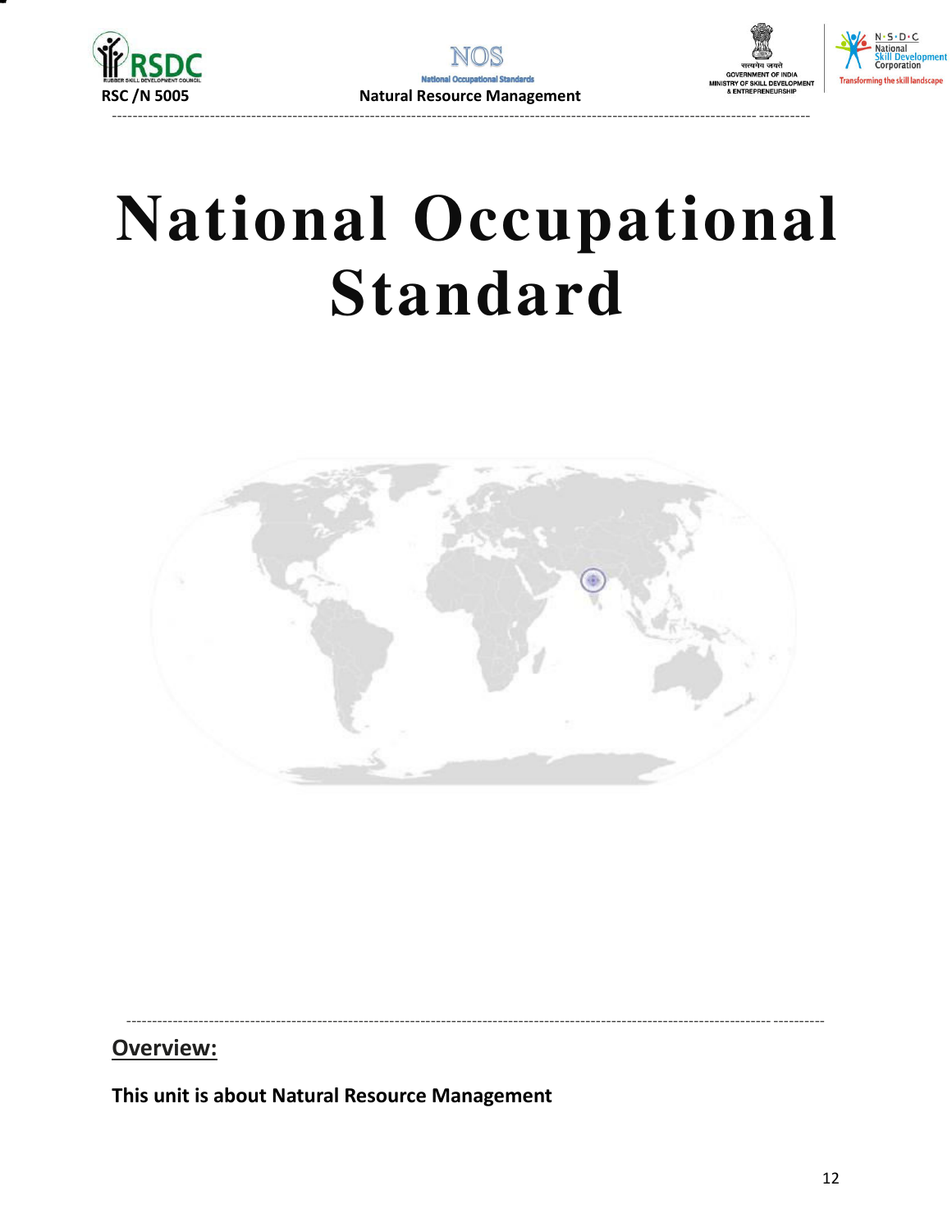# National Occupational Standard

## Overview:

**This unit is about Natural Resource Management**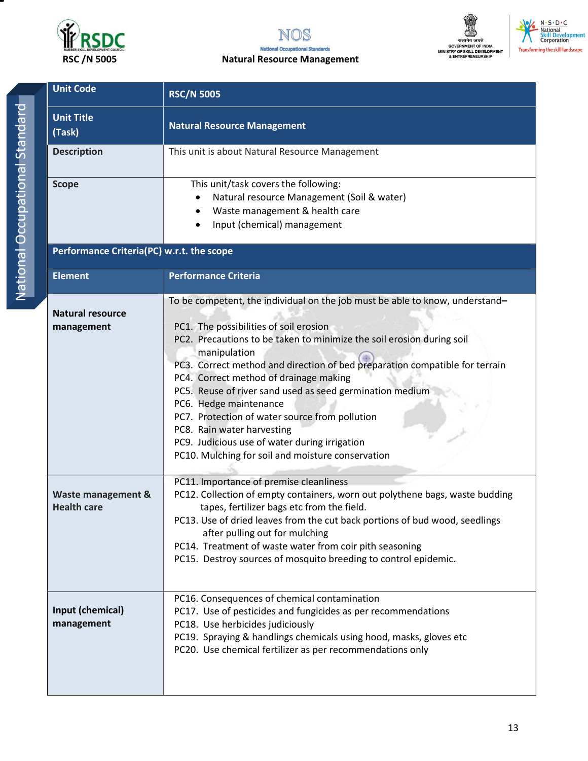| Unit Code | RSC/N 5005 |
|---|---|
| Unit Title (Task) | Natural Resource Management |
| Description | This unit is about Natural Resource Management |
| Scope | This unit/task covers the following:<br>• Natural resource Management (Soil & water)<br>• Waste management & health care<br>• Input (chemical) management |

**Performance Criteria(PC) w.r.t. the scope**

| Element | Performance Criteria |
|---|---|
| **Natural resource management** | To be competent, the individual on the job must be able to know, understand–<br><br>PC1. The possibilities of soil erosion<br>PC2. Precautions to be taken to minimize the soil erosion during soil manipulation<br>PC3. Correct method and direction of bed preparation compatible for terrain<br>PC4. Correct method of drainage making<br>PC5. Reuse of river sand used as seed germination medium<br>PC6. Hedge maintenance<br>PC7. Protection of water source from pollution<br>PC8. Rain water harvesting<br>PC9. Judicious use of water during irrigation<br>PC10. Mulching for soil and moisture conservation |
| **Waste management & Health care** | PC11. Importance of premise cleanliness<br>PC12. Collection of empty containers, worn out polythene bags, waste budding tapes, fertilizer bags etc from the field.<br>PC13. Use of dried leaves from the cut back portions of bud wood, seedlings after pulling out for mulching<br>PC14. Treatment of waste water from coir pith seasoning<br>PC15. Destroy sources of mosquito breeding to control epidemic. |
| **Input (chemical) management** | PC16. Consequences of chemical contamination<br>PC17. Use of pesticides and fungicides as per recommendations<br>PC18. Use herbicides judiciously<br>PC19. Spraying & handlings chemicals using hood, masks, gloves etc<br>PC20. Use chemical fertilizer as per recommendations only |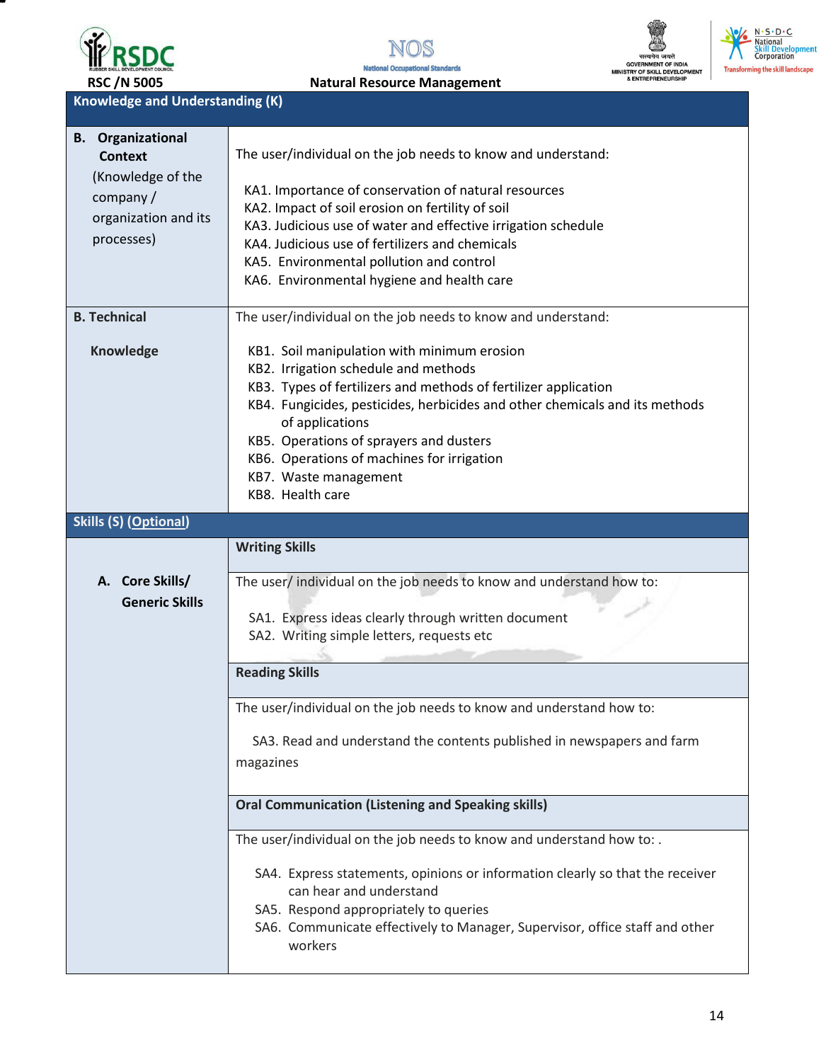RSC /N 5005 | Natural Resource Management

| Knowledge and Understanding (K) | |
|---|---|
| **B. Organizational Context** (Knowledge of the company / organization and its processes) | The user/individual on the job needs to know and understand:<br><br>KA1. Importance of conservation of natural resources<br>KA2. Impact of soil erosion on fertility of soil<br>KA3. Judicious use of water and effective irrigation schedule<br>KA4. Judicious use of fertilizers and chemicals<br>KA5. Environmental pollution and control<br>KA6. Environmental hygiene and health care |
| **B. Technical Knowledge** | The user/individual on the job needs to know and understand:<br><br>KB1. Soil manipulation with minimum erosion<br>KB2. Irrigation schedule and methods<br>KB3. Types of fertilizers and methods of fertilizer application<br>KB4. Fungicides, pesticides, herbicides and other chemicals and its methods of applications<br>KB5. Operations of sprayers and dusters<br>KB6. Operations of machines for irrigation<br>KB7. Waste management<br>KB8. Health care |
| **Skills (S) (Optional)** | |
| **A. Core Skills/ Generic Skills** | **Writing Skills** |
| | The user/ individual on the job needs to know and understand how to:<br><br>SA1. Express ideas clearly through written document<br>SA2. Writing simple letters, requests etc |
| | **Reading Skills** |
| | The user/individual on the job needs to know and understand how to:<br><br>SA3. Read and understand the contents published in newspapers and farm magazines |
| | **Oral Communication (Listening and Speaking skills)** |
| | The user/individual on the job needs to know and understand how to: .<br><br>SA4. Express statements, opinions or information clearly so that the receiver can hear and understand<br>SA5. Respond appropriately to queries<br>SA6. Communicate effectively to Manager, Supervisor, office staff and other workers |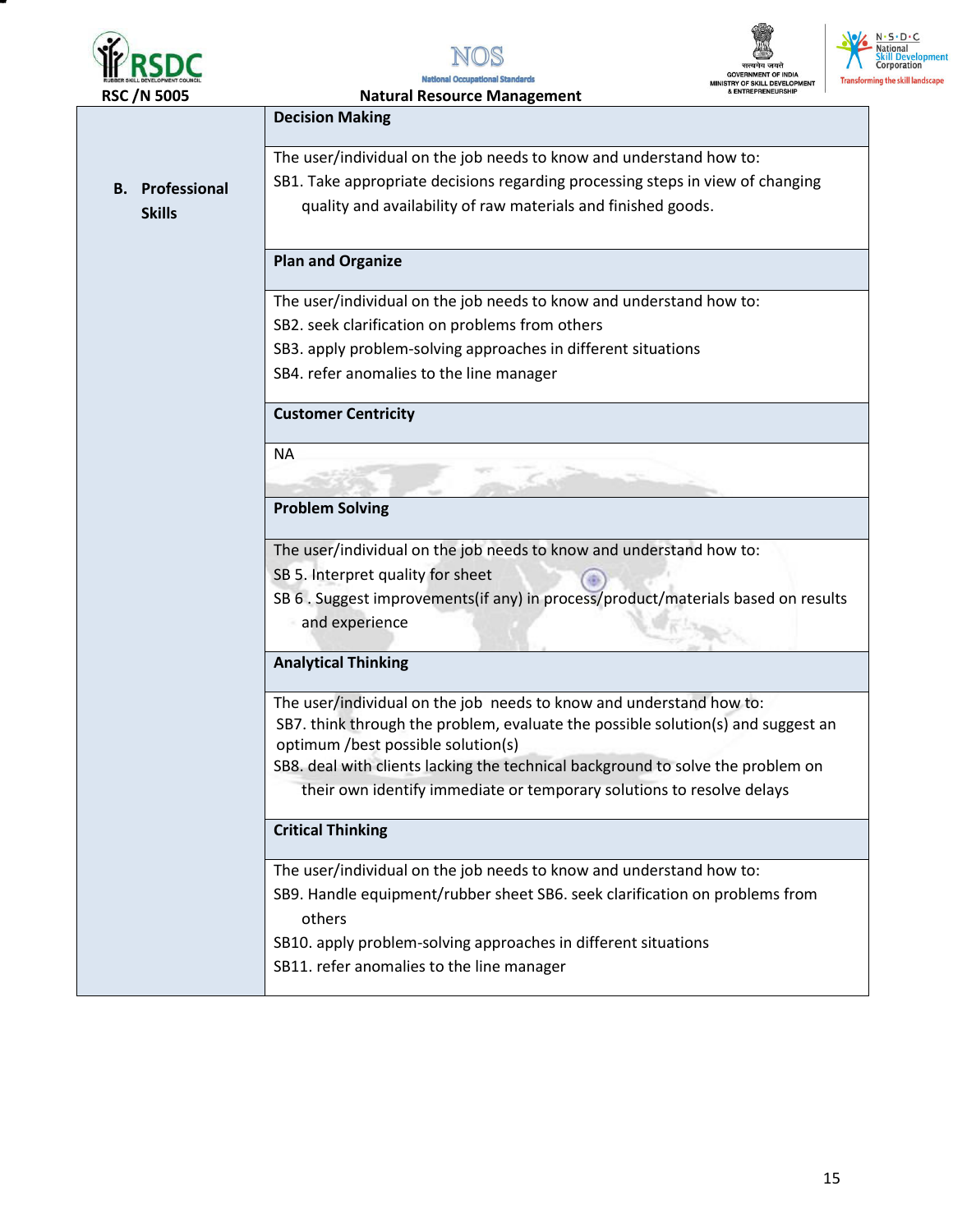| B. Professional Skills | **Decision Making** |
|---|---|
| | The user/individual on the job needs to know and understand how to:<br>SB1. Take appropriate decisions regarding processing steps in view of changing quality and availability of raw materials and finished goods. |
| | **Plan and Organize** |
| | The user/individual on the job needs to know and understand how to:<br>SB2. seek clarification on problems from others<br>SB3. apply problem-solving approaches in different situations<br>SB4. refer anomalies to the line manager |
| | **Customer Centricity** |
| | NA |
| | **Problem Solving** |
| | The user/individual on the job needs to know and understand how to:<br>SB 5. Interpret quality for sheet<br>SB 6 . Suggest improvements(if any) in process/product/materials based on results and experience |
| | **Analytical Thinking** |
| | The user/individual on the job needs to know and understand how to:<br>SB7. think through the problem, evaluate the possible solution(s) and suggest an optimum /best possible solution(s)<br>SB8. deal with clients lacking the technical background to solve the problem on their own identify immediate or temporary solutions to resolve delays |
| | **Critical Thinking** |
| | The user/individual on the job needs to know and understand how to:<br>SB9. Handle equipment/rubber sheet SB6. seek clarification on problems from others<br>SB10. apply problem-solving approaches in different situations<br>SB11. refer anomalies to the line manager |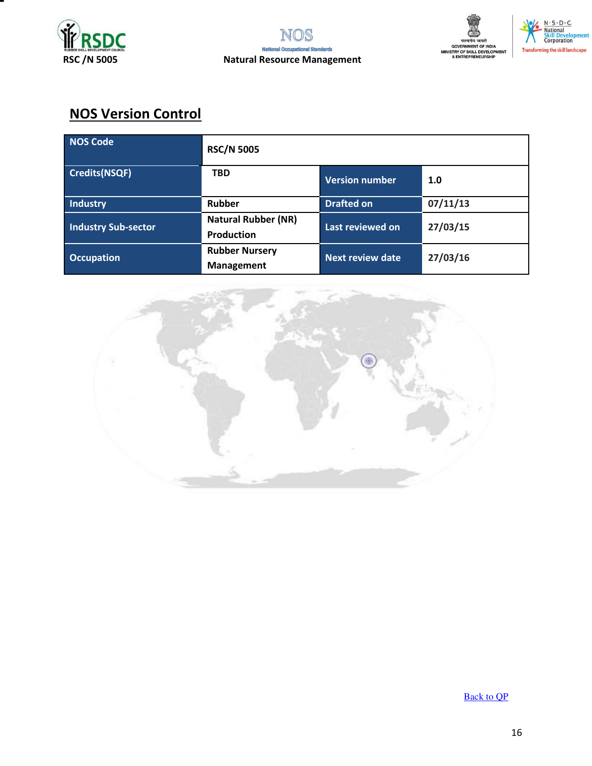## NOS Version Control

| NOS Code | RSC/N 5005 | | |
|---|---|---|---|
| Credits(NSQF) | TBD | Version number | 1.0 |
| Industry | Rubber | Drafted on | 07/11/13 |
| Industry Sub-sector | Natural Rubber (NR) Production | Last reviewed on | 27/03/15 |
| Occupation | Rubber Nursery Management | Next review date | 27/03/16 |

Back to QP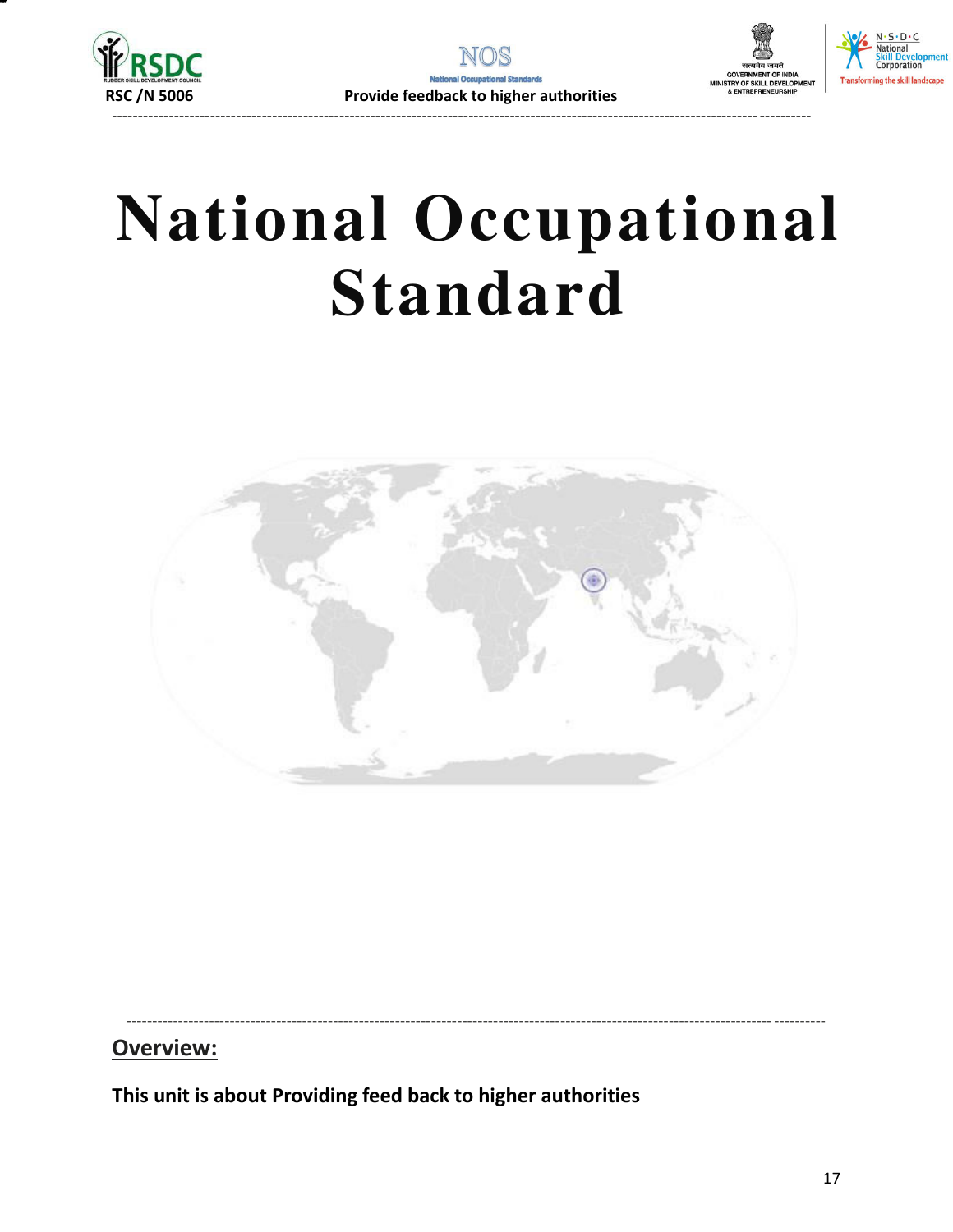# National Occupational Standard

## Overview:

**This unit is about Providing feed back to higher authorities**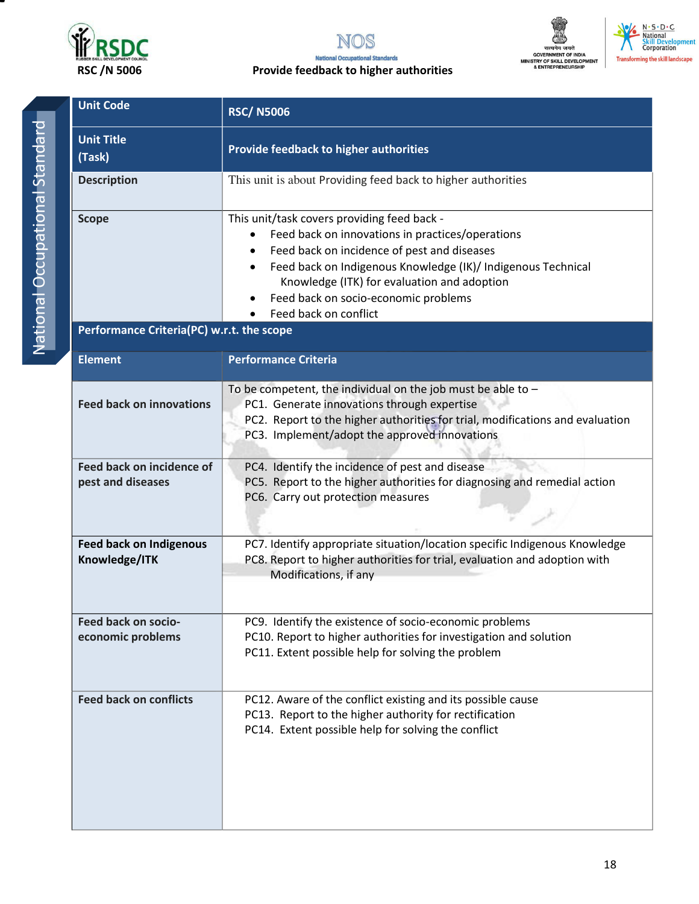| Unit Code | RSC/ N5006 |
|---|---|
| Unit Title (Task) | Provide feedback to higher authorities |
| Description | This unit is about Providing feed back to higher authorities |
| Scope | This unit/task covers providing feed back -<br>• Feed back on innovations in practices/operations<br>• Feed back on incidence of pest and diseases<br>• Feed back on Indigenous Knowledge (IK)/ Indigenous Technical Knowledge (ITK) for evaluation and adoption<br>• Feed back on socio-economic problems<br>• Feed back on conflict |
| **Performance Criteria(PC) w.r.t. the scope** | |
| **Element** | **Performance Criteria** |
| **Feed back on innovations** | To be competent, the individual on the job must be able to –<br>PC1. Generate innovations through expertise<br>PC2. Report to the higher authorities for trial, modifications and evaluation<br>PC3. Implement/adopt the approved innovations |
| **Feed back on incidence of pest and diseases** | PC4. Identify the incidence of pest and disease<br>PC5. Report to the higher authorities for diagnosing and remedial action<br>PC6. Carry out protection measures |
| **Feed back on Indigenous Knowledge/ITK** | PC7. Identify appropriate situation/location specific Indigenous Knowledge<br>PC8. Report to higher authorities for trial, evaluation and adoption with Modifications, if any |
| **Feed back on socio-economic problems** | PC9. Identify the existence of socio-economic problems<br>PC10. Report to higher authorities for investigation and solution<br>PC11. Extent possible help for solving the problem |
| **Feed back on conflicts** | PC12. Aware of the conflict existing and its possible cause<br>PC13. Report to the higher authority for rectification<br>PC14. Extent possible help for solving the conflict |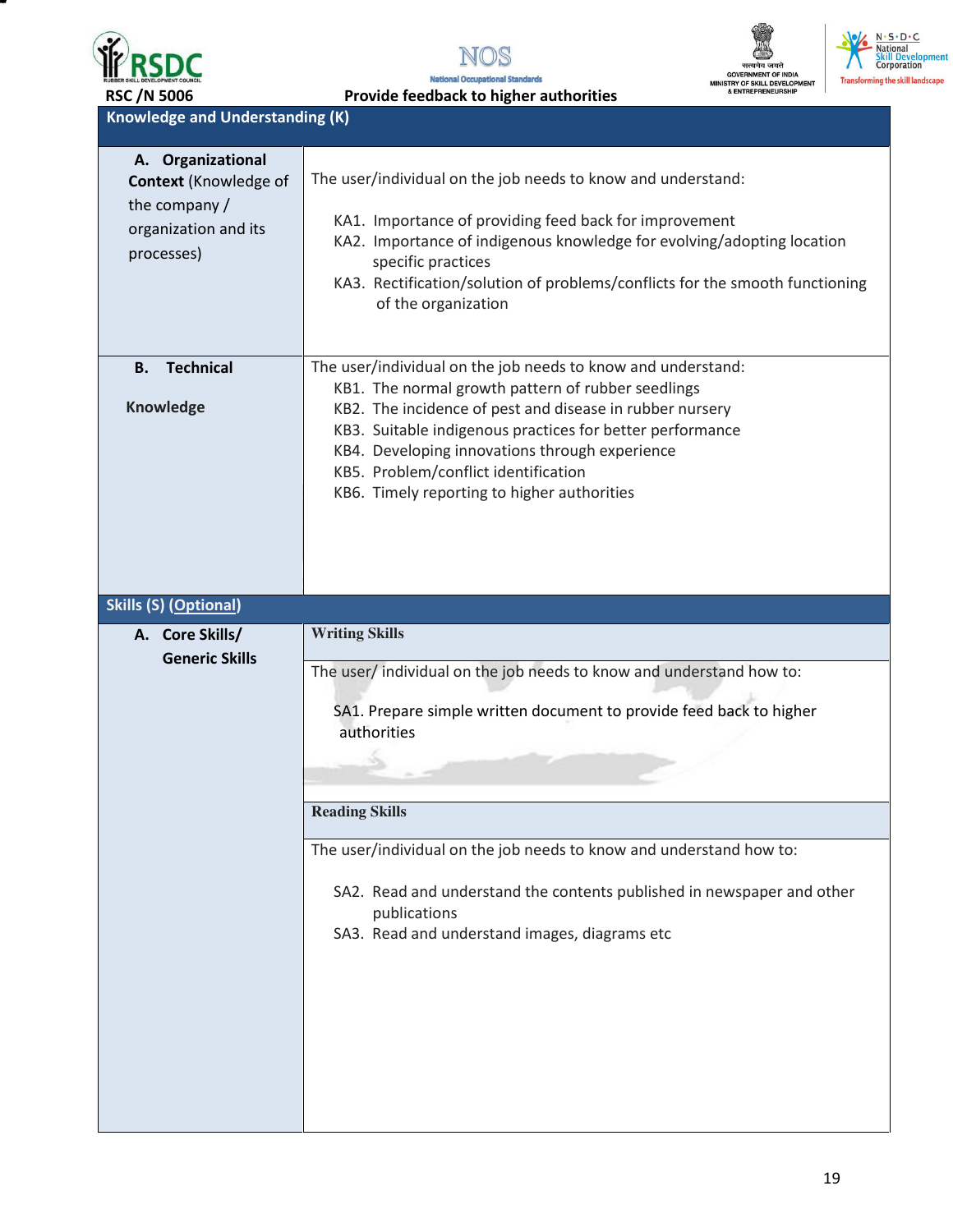RSC /N 5006 Provide feedback to higher authorities

| Knowledge and Understanding (K) | |
|---|---|
| **A. Organizational Context** (Knowledge of the company / organization and its processes) | The user/individual on the job needs to know and understand:<br><br>KA1. Importance of providing feed back for improvement<br>KA2. Importance of indigenous knowledge for evolving/adopting location specific practices<br>KA3. Rectification/solution of problems/conflicts for the smooth functioning of the organization |
| **B. Technical Knowledge** | The user/individual on the job needs to know and understand:<br>KB1. The normal growth pattern of rubber seedlings<br>KB2. The incidence of pest and disease in rubber nursery<br>KB3. Suitable indigenous practices for better performance<br>KB4. Developing innovations through experience<br>KB5. Problem/conflict identification<br>KB6. Timely reporting to higher authorities |
| **Skills (S) (Optional)** | |
| **A. Core Skills/ Generic Skills** | **Writing Skills** |
| | The user/ individual on the job needs to know and understand how to:<br><br>SA1. Prepare simple written document to provide feed back to higher authorities |
| | **Reading Skills** |
| | The user/individual on the job needs to know and understand how to:<br><br>SA2. Read and understand the contents published in newspaper and other publications<br>SA3. Read and understand images, diagrams etc |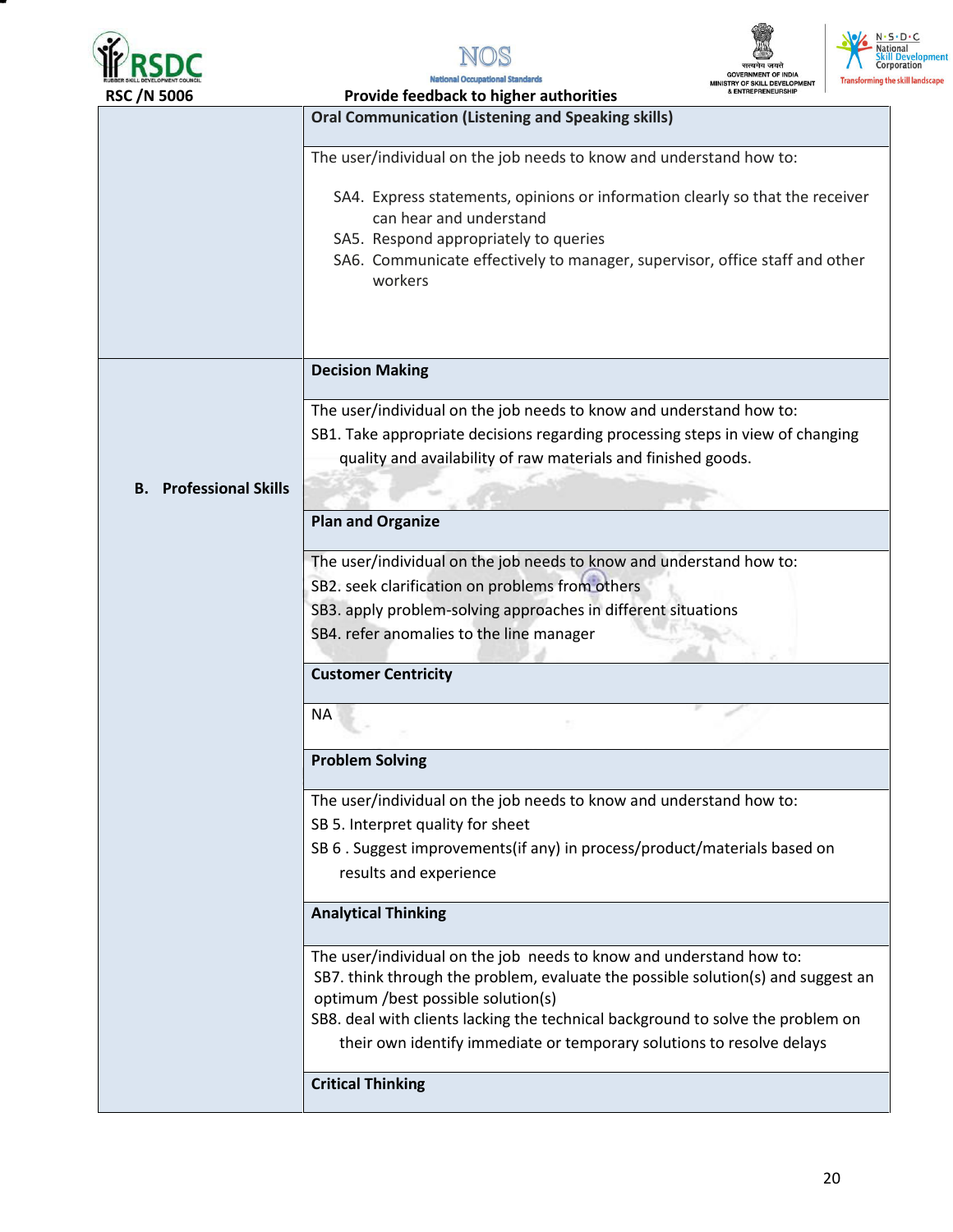| | |
|---|---|
| | **Oral Communication (Listening and Speaking skills)** |
| | The user/individual on the job needs to know and understand how to:<br><br>SA4. Express statements, opinions or information clearly so that the receiver can hear and understand<br>SA5. Respond appropriately to queries<br>SA6. Communicate effectively to manager, supervisor, office staff and other workers |
| **B. Professional Skills** | **Decision Making** |
| | The user/individual on the job needs to know and understand how to:<br>SB1. Take appropriate decisions regarding processing steps in view of changing quality and availability of raw materials and finished goods. |
| | **Plan and Organize** |
| | The user/individual on the job needs to know and understand how to:<br>SB2. seek clarification on problems from others<br>SB3. apply problem-solving approaches in different situations<br>SB4. refer anomalies to the line manager |
| | **Customer Centricity** |
| | NA |
| | **Problem Solving** |
| | The user/individual on the job needs to know and understand how to:<br>SB 5. Interpret quality for sheet<br>SB 6 . Suggest improvements(if any) in process/product/materials based on results and experience |
| | **Analytical Thinking** |
| | The user/individual on the job needs to know and understand how to:<br>SB7. think through the problem, evaluate the possible solution(s) and suggest an optimum /best possible solution(s)<br>SB8. deal with clients lacking the technical background to solve the problem on their own identify immediate or temporary solutions to resolve delays |
| | **Critical Thinking** |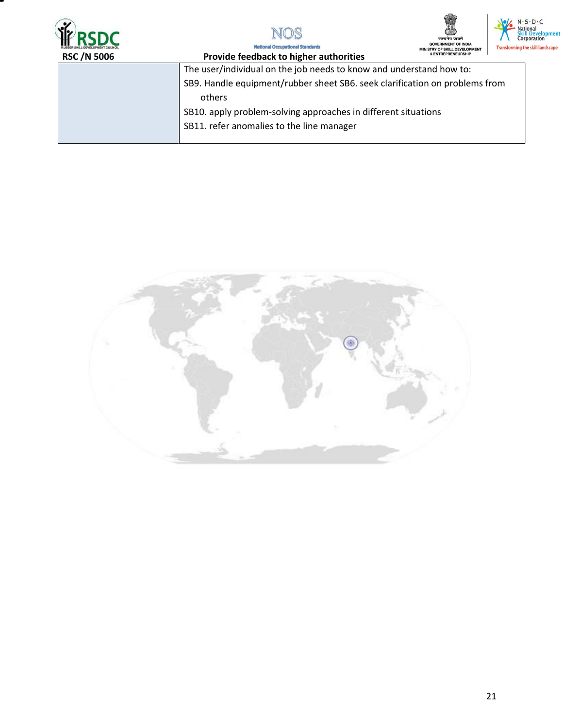| | |
|---|---|
| | The user/individual on the job needs to know and understand how to:<br>SB9. Handle equipment/rubber sheet SB6. seek clarification on problems from others<br>SB10. apply problem-solving approaches in different situations<br>SB11. refer anomalies to the line manager |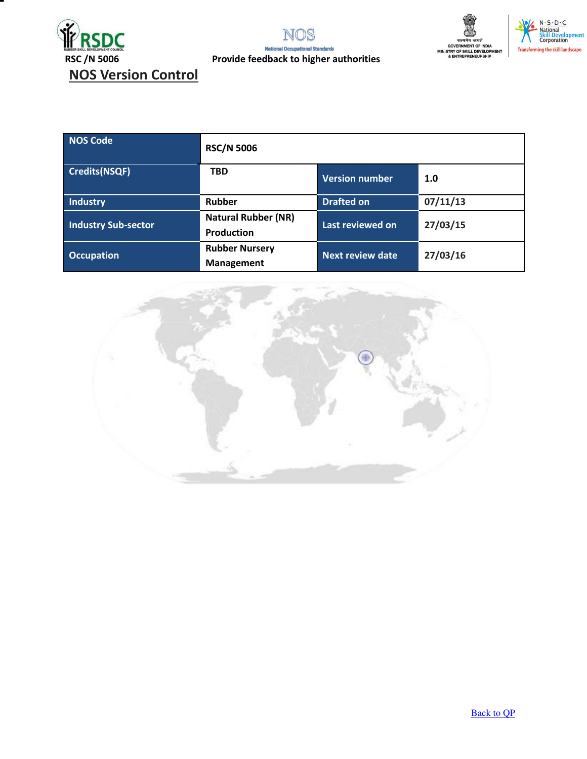## NOS Version Control

| NOS Code | RSC/N 5006 | | |
|---|---|---|---|
| Credits(NSQF) | TBD | Version number | 1.0 |
| Industry | Rubber | Drafted on | 07/11/13 |
| Industry Sub-sector | Natural Rubber (NR) Production | Last reviewed on | 27/03/15 |
| Occupation | Rubber Nursery Management | Next review date | 27/03/16 |

Back to QP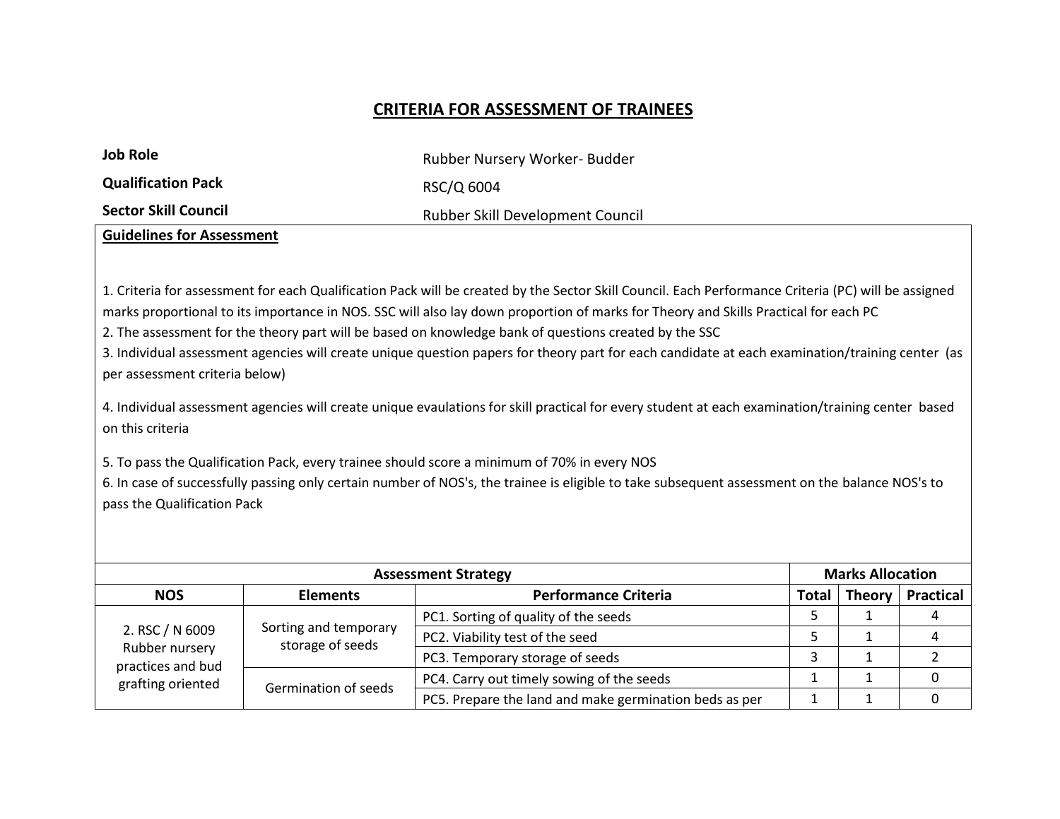## CRITERIA FOR ASSESSMENT OF TRAINEES

**Job Role** Rubber Nursery Worker- Budder

**Qualification Pack** RSC/Q 6004

**Sector Skill Council** Rubber Skill Development Council

**Guidelines for Assessment**

1. Criteria for assessment for each Qualification Pack will be created by the Sector Skill Council. Each Performance Criteria (PC) will be assigned marks proportional to its importance in NOS. SSC will also lay down proportion of marks for Theory and Skills Practical for each PC
2. The assessment for the theory part will be based on knowledge bank of questions created by the SSC
3. Individual assessment agencies will create unique question papers for theory part for each candidate at each examination/training center (as per assessment criteria below)

4. Individual assessment agencies will create unique evaulations for skill practical for every student at each examination/training center based on this criteria

5. To pass the Qualification Pack, every trainee should score a minimum of 70% in every NOS
6. In case of successfully passing only certain number of NOS's, the trainee is eligible to take subsequent assessment on the balance NOS's to pass the Qualification Pack

| Assessment Strategy | | | Marks Allocation | | |
|---|---|---|---|---|---|
| **NOS** | **Elements** | **Performance Criteria** | **Total** | **Theory** | **Practical** |
| 2. RSC / N 6009 Rubber nursery practices and bud grafting oriented | Sorting and temporary storage of seeds | PC1. Sorting of quality of the seeds | 5 | 1 | 4 |
| | | PC2. Viability test of the seed | 5 | 1 | 4 |
| | | PC3. Temporary storage of seeds | 3 | 1 | 2 |
| | Germination of seeds | PC4. Carry out timely sowing of the seeds | 1 | 1 | 0 |
| | | PC5. Prepare the land and make germination beds as per | 1 | 1 | 0 |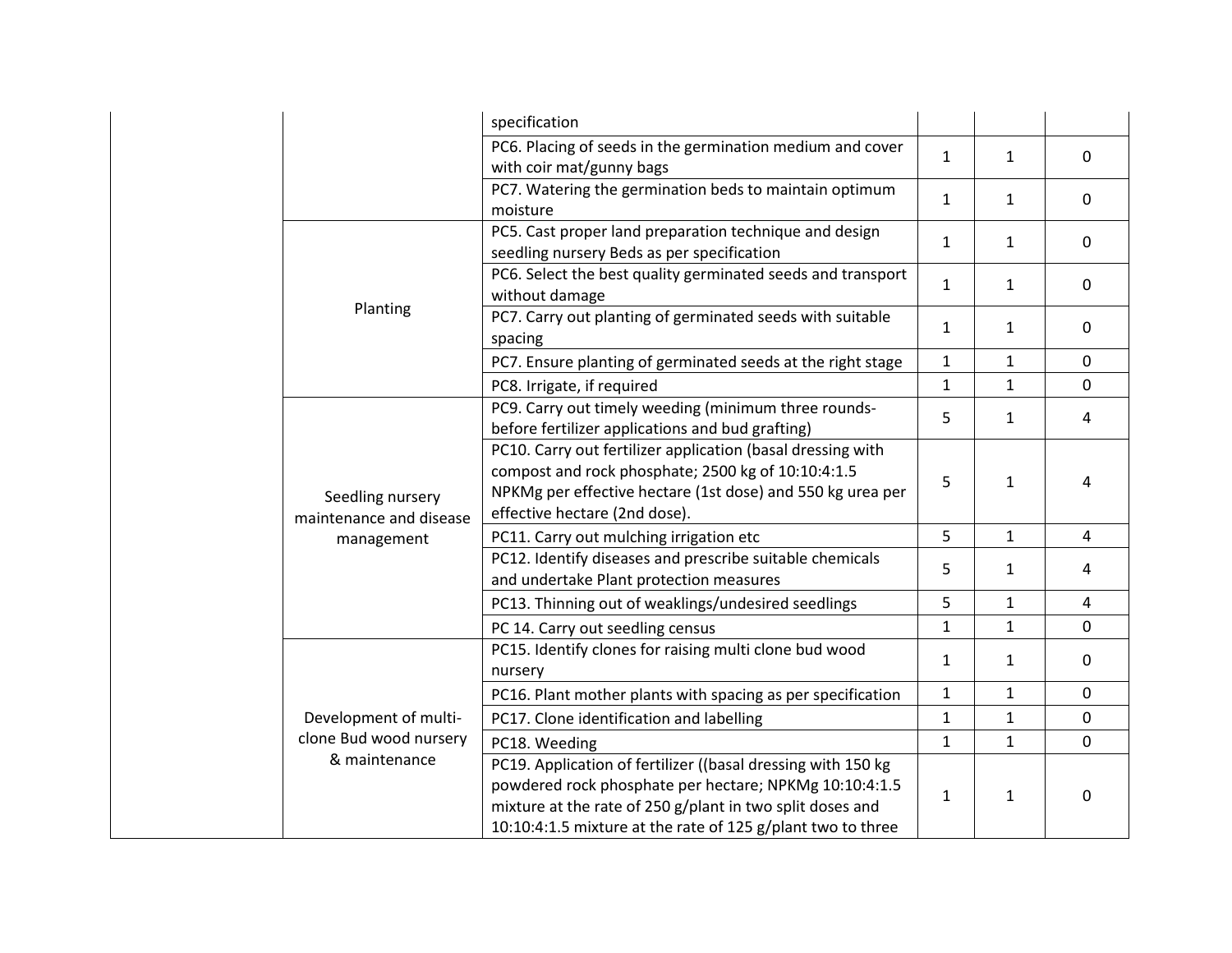| | | | | | |
|---|---|---|---|---|---|
| | | specification | | | |
| | | PC6. Placing of seeds in the germination medium and cover with coir mat/gunny bags | 1 | 1 | 0 |
| | | PC7. Watering the germination beds to maintain optimum moisture | 1 | 1 | 0 |
| | Planting | PC5. Cast proper land preparation technique and design seedling nursery Beds as per specification | 1 | 1 | 0 |
| | | PC6. Select the best quality germinated seeds and transport without damage | 1 | 1 | 0 |
| | | PC7. Carry out planting of germinated seeds with suitable spacing | 1 | 1 | 0 |
| | | PC7. Ensure planting of germinated seeds at the right stage | 1 | 1 | 0 |
| | | PC8. Irrigate, if required | 1 | 1 | 0 |
| | Seedling nursery maintenance and disease management | PC9. Carry out timely weeding (minimum three rounds-before fertilizer applications and bud grafting) | 5 | 1 | 4 |
| | | PC10. Carry out fertilizer application (basal dressing with compost and rock phosphate; 2500 kg of 10:10:4:1.5 NPKMg per effective hectare (1st dose) and 550 kg urea per effective hectare (2nd dose). | 5 | 1 | 4 |
| | | PC11. Carry out mulching irrigation etc | 5 | 1 | 4 |
| | | PC12. Identify diseases and prescribe suitable chemicals and undertake Plant protection measures | 5 | 1 | 4 |
| | | PC13. Thinning out of weaklings/undesired seedlings | 5 | 1 | 4 |
| | | PC 14. Carry out seedling census | 1 | 1 | 0 |
| | Development of multi-clone Bud wood nursery & maintenance | PC15. Identify clones for raising multi clone bud wood nursery | 1 | 1 | 0 |
| | | PC16. Plant mother plants with spacing as per specification | 1 | 1 | 0 |
| | | PC17. Clone identification and labelling | 1 | 1 | 0 |
| | | PC18. Weeding | 1 | 1 | 0 |
| | | PC19. Application of fertilizer ((basal dressing with 150 kg powdered rock phosphate per hectare; NPKMg 10:10:4:1.5 mixture at the rate of 250 g/plant in two split doses and 10:10:4:1.5 mixture at the rate of 125 g/plant two to three | 1 | 1 | 0 |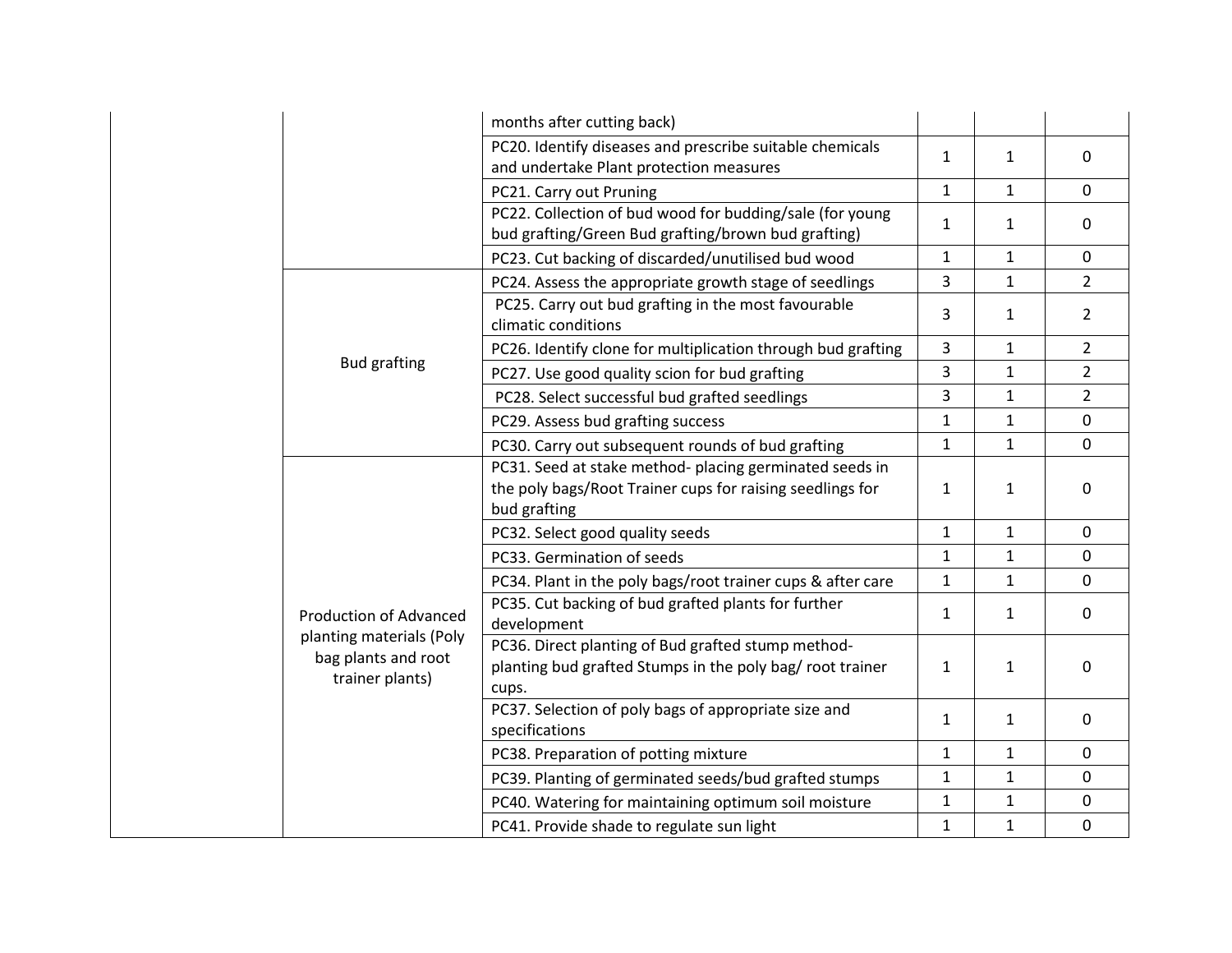| | | | | | |
|---|---|---|---|---|---|
| | | months after cutting back) | | | |
| | | PC20. Identify diseases and prescribe suitable chemicals and undertake Plant protection measures | 1 | 1 | 0 |
| | | PC21. Carry out Pruning | 1 | 1 | 0 |
| | | PC22. Collection of bud wood for budding/sale (for young bud grafting/Green Bud grafting/brown bud grafting) | 1 | 1 | 0 |
| | | PC23. Cut backing of discarded/unutilised bud wood | 1 | 1 | 0 |
| | Bud grafting | PC24. Assess the appropriate growth stage of seedlings | 3 | 1 | 2 |
| | | PC25. Carry out bud grafting in the most favourable climatic conditions | 3 | 1 | 2 |
| | | PC26. Identify clone for multiplication through bud grafting | 3 | 1 | 2 |
| | | PC27. Use good quality scion for bud grafting | 3 | 1 | 2 |
| | | PC28. Select successful bud grafted seedlings | 3 | 1 | 2 |
| | | PC29. Assess bud grafting success | 1 | 1 | 0 |
| | | PC30. Carry out subsequent rounds of bud grafting | 1 | 1 | 0 |
| | Production of Advanced planting materials (Poly bag plants and root trainer plants) | PC31. Seed at stake method- placing germinated seeds in the poly bags/Root Trainer cups for raising seedlings for bud grafting | 1 | 1 | 0 |
| | | PC32. Select good quality seeds | 1 | 1 | 0 |
| | | PC33. Germination of seeds | 1 | 1 | 0 |
| | | PC34. Plant in the poly bags/root trainer cups & after care | 1 | 1 | 0 |
| | | PC35. Cut backing of bud grafted plants for further development | 1 | 1 | 0 |
| | | PC36. Direct planting of Bud grafted stump method- planting bud grafted Stumps in the poly bag/ root trainer cups. | 1 | 1 | 0 |
| | | PC37. Selection of poly bags of appropriate size and specifications | 1 | 1 | 0 |
| | | PC38. Preparation of potting mixture | 1 | 1 | 0 |
| | | PC39. Planting of germinated seeds/bud grafted stumps | 1 | 1 | 0 |
| | | PC40. Watering for maintaining optimum soil moisture | 1 | 1 | 0 |
| | | PC41. Provide shade to regulate sun light | 1 | 1 | 0 |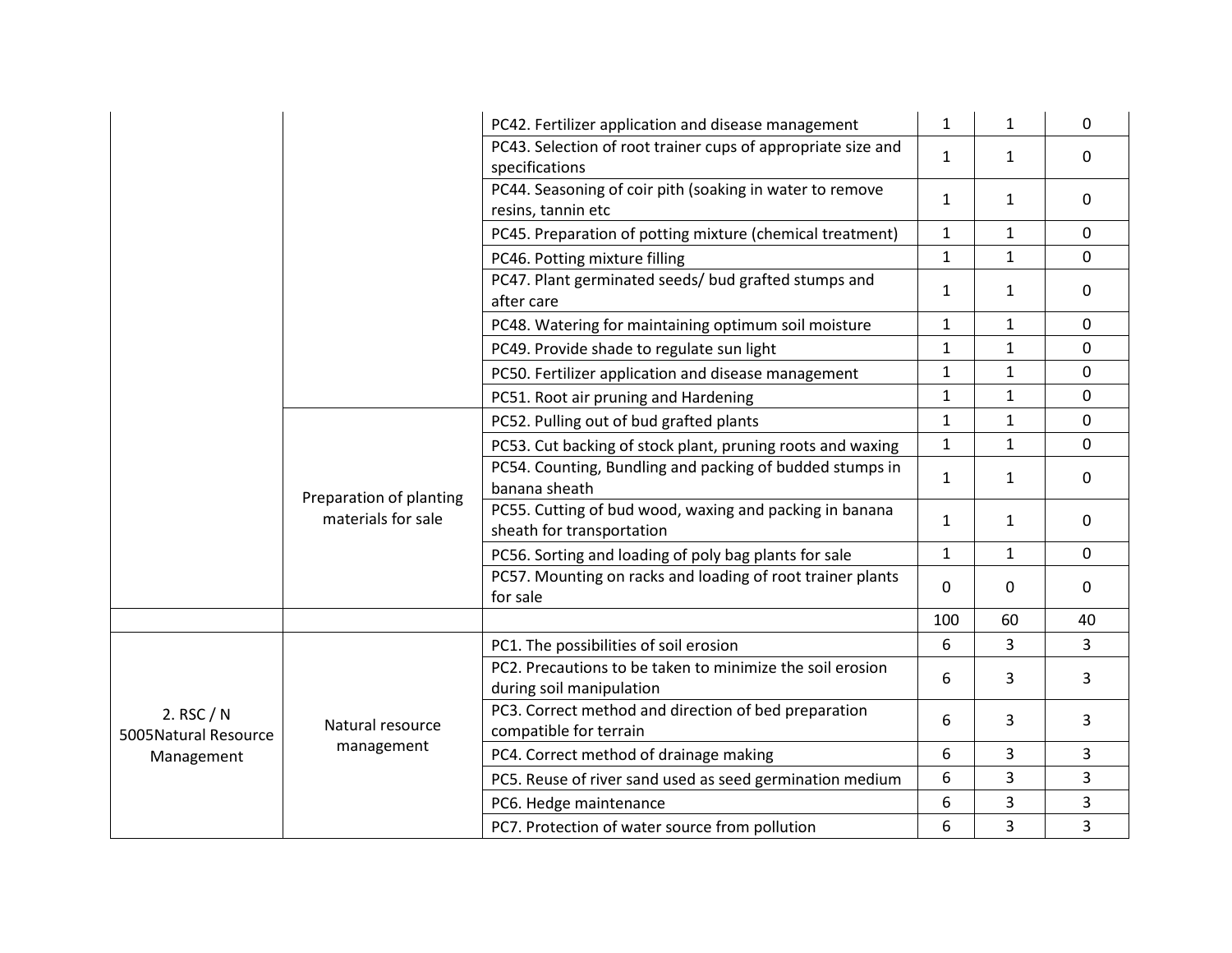| | | | | | |
|---|---|---|---|---|---|
| | | PC42. Fertilizer application and disease management | 1 | 1 | 0 |
| | | PC43. Selection of root trainer cups of appropriate size and specifications | 1 | 1 | 0 |
| | | PC44. Seasoning of coir pith (soaking in water to remove resins, tannin etc | 1 | 1 | 0 |
| | | PC45. Preparation of potting mixture (chemical treatment) | 1 | 1 | 0 |
| | | PC46. Potting mixture filling | 1 | 1 | 0 |
| | | PC47. Plant germinated seeds/ bud grafted stumps and after care | 1 | 1 | 0 |
| | | PC48. Watering for maintaining optimum soil moisture | 1 | 1 | 0 |
| | | PC49. Provide shade to regulate sun light | 1 | 1 | 0 |
| | | PC50. Fertilizer application and disease management | 1 | 1 | 0 |
| | | PC51. Root air pruning and Hardening | 1 | 1 | 0 |
| | Preparation of planting materials for sale | PC52. Pulling out of bud grafted plants | 1 | 1 | 0 |
| | | PC53. Cut backing of stock plant, pruning roots and waxing | 1 | 1 | 0 |
| | | PC54. Counting, Bundling and packing of budded stumps in banana sheath | 1 | 1 | 0 |
| | | PC55. Cutting of bud wood, waxing and packing in banana sheath for transportation | 1 | 1 | 0 |
| | | PC56. Sorting and loading of poly bag plants for sale | 1 | 1 | 0 |
| | | PC57. Mounting on racks and loading of root trainer plants for sale | 0 | 0 | 0 |
| | | | 100 | 60 | 40 |
| 2. RSC / N 5005Natural Resource Management | Natural resource management | PC1. The possibilities of soil erosion | 6 | 3 | 3 |
| | | PC2. Precautions to be taken to minimize the soil erosion during soil manipulation | 6 | 3 | 3 |
| | | PC3. Correct method and direction of bed preparation compatible for terrain | 6 | 3 | 3 |
| | | PC4. Correct method of drainage making | 6 | 3 | 3 |
| | | PC5. Reuse of river sand used as seed germination medium | 6 | 3 | 3 |
| | | PC6. Hedge maintenance | 6 | 3 | 3 |
| | | PC7. Protection of water source from pollution | 6 | 3 | 3 |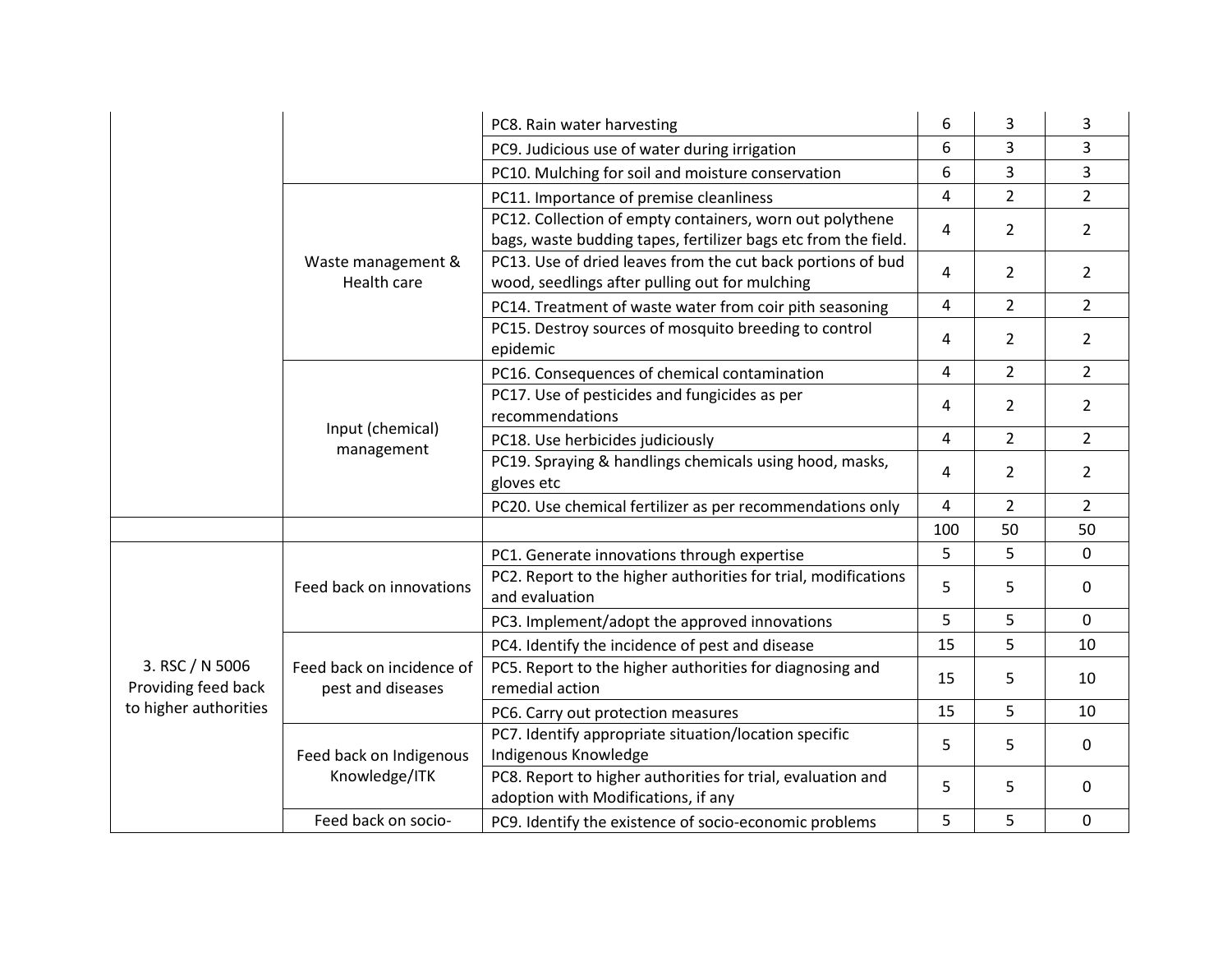| | | | | | |
|---|---|---|---|---|---|
| | | PC8. Rain water harvesting | 6 | 3 | 3 |
| | | PC9. Judicious use of water during irrigation | 6 | 3 | 3 |
| | | PC10. Mulching for soil and moisture conservation | 6 | 3 | 3 |
| | Waste management & Health care | PC11. Importance of premise cleanliness | 4 | 2 | 2 |
| | | PC12. Collection of empty containers, worn out polythene bags, waste budding tapes, fertilizer bags etc from the field. | 4 | 2 | 2 |
| | | PC13. Use of dried leaves from the cut back portions of bud wood, seedlings after pulling out for mulching | 4 | 2 | 2 |
| | | PC14. Treatment of waste water from coir pith seasoning | 4 | 2 | 2 |
| | | PC15. Destroy sources of mosquito breeding to control epidemic | 4 | 2 | 2 |
| | Input (chemical) management | PC16. Consequences of chemical contamination | 4 | 2 | 2 |
| | | PC17. Use of pesticides and fungicides as per recommendations | 4 | 2 | 2 |
| | | PC18. Use herbicides judiciously | 4 | 2 | 2 |
| | | PC19. Spraying & handlings chemicals using hood, masks, gloves etc | 4 | 2 | 2 |
| | | PC20. Use chemical fertilizer as per recommendations only | 4 | 2 | 2 |
| | | | 100 | 50 | 50 |
| 3. RSC / N 5006 Providing feed back to higher authorities | Feed back on innovations | PC1. Generate innovations through expertise | 5 | 5 | 0 |
| | | PC2. Report to the higher authorities for trial, modifications and evaluation | 5 | 5 | 0 |
| | | PC3. Implement/adopt the approved innovations | 5 | 5 | 0 |
| | Feed back on incidence of pest and diseases | PC4. Identify the incidence of pest and disease | 15 | 5 | 10 |
| | | PC5. Report to the higher authorities for diagnosing and remedial action | 15 | 5 | 10 |
| | | PC6. Carry out protection measures | 15 | 5 | 10 |
| | Feed back on Indigenous Knowledge/ITK | PC7. Identify appropriate situation/location specific Indigenous Knowledge | 5 | 5 | 0 |
| | | PC8. Report to higher authorities for trial, evaluation and adoption with Modifications, if any | 5 | 5 | 0 |
| | Feed back on socio- | PC9. Identify the existence of socio-economic problems | 5 | 5 | 0 |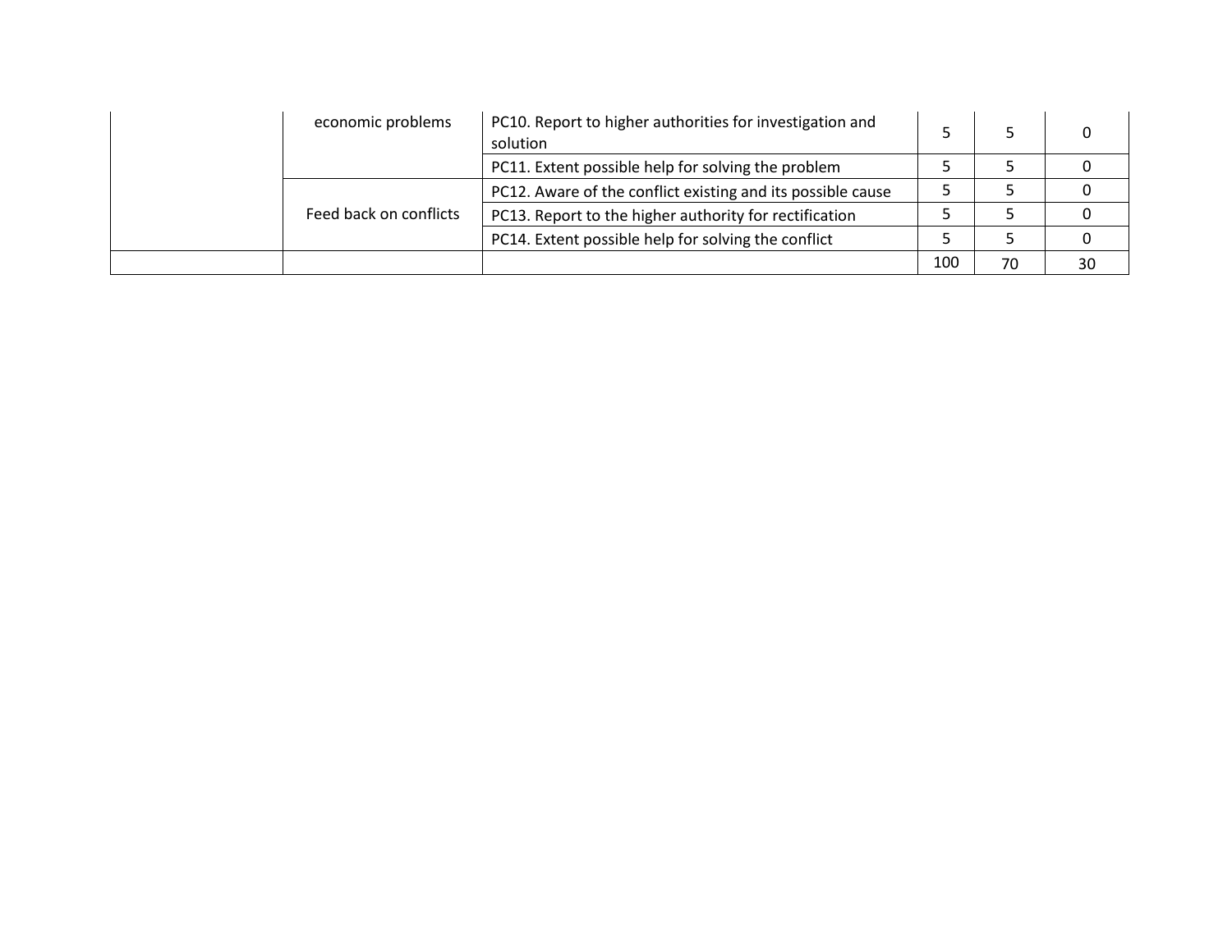| | | | | | |
|---|---|---|---|---|---|
| | economic problems | PC10. Report to higher authorities for investigation and solution | 5 | 5 | 0 |
| | | PC11. Extent possible help for solving the problem | 5 | 5 | 0 |
| | Feed back on conflicts | PC12. Aware of the conflict existing and its possible cause | 5 | 5 | 0 |
| | | PC13. Report to the higher authority for rectification | 5 | 5 | 0 |
| | | PC14. Extent possible help for solving the conflict | 5 | 5 | 0 |
| | | | 100 | 70 | 30 |